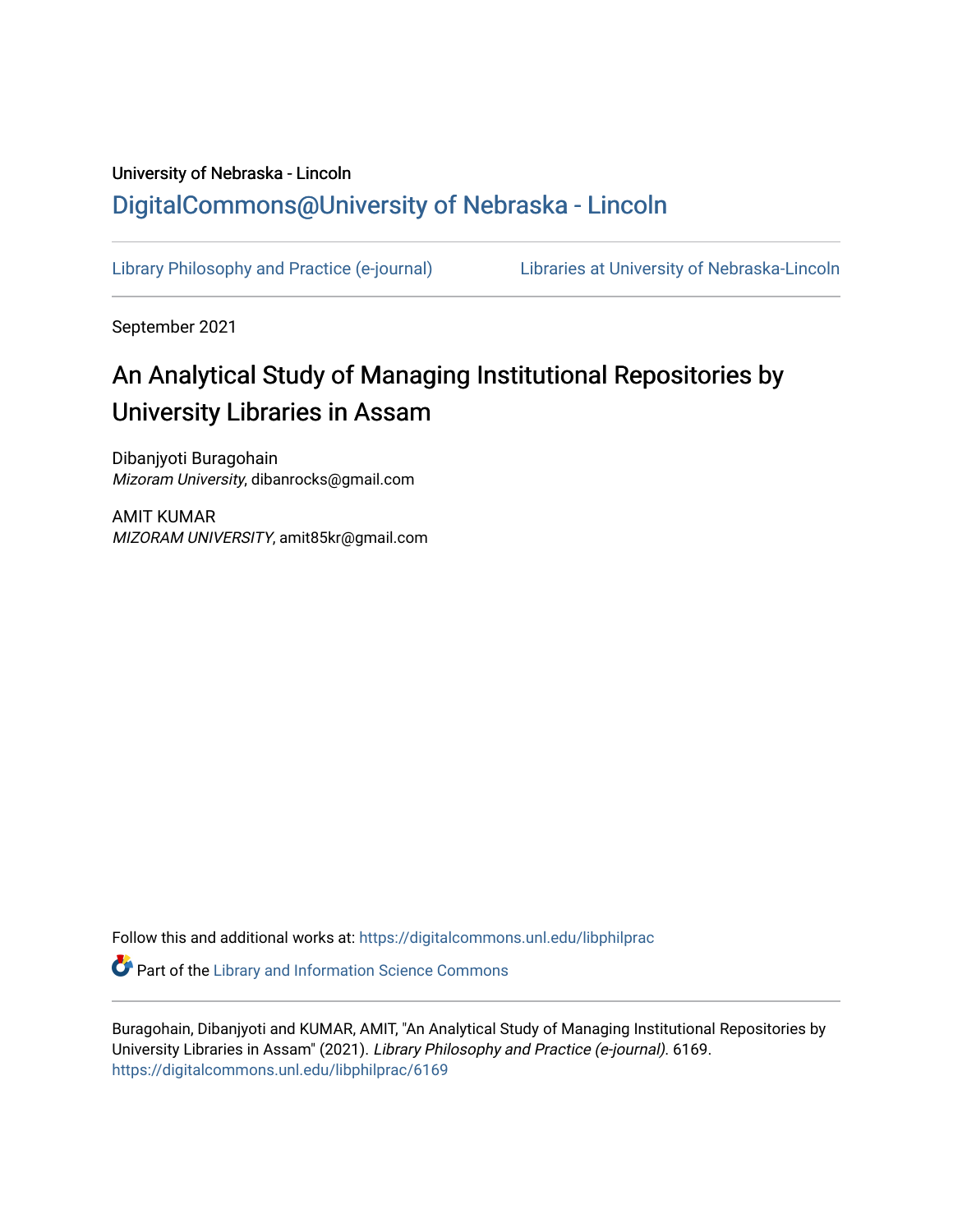University of Nebraska - Lincoln

## DigitalCommons@University of Nebraska - Lincoln

Library Philosophy and Practice (e-journal) | Libraries at University of Nebraska-Lincoln

September 2021

# An Analytical Study of Managing Institutional Repositories by University Libraries in Assam

Dibanjyoti Buragohain
*Mizoram University*, dibanrocks@gmail.com

AMIT KUMAR
*MIZORAM UNIVERSITY*, amit85kr@gmail.com

Follow this and additional works at: https://digitalcommons.unl.edu/libphilprac

Part of the Library and Information Science Commons

Buragohain, Dibanjyoti and KUMAR, AMIT, "An Analytical Study of Managing Institutional Repositories by University Libraries in Assam" (2021). *Library Philosophy and Practice (e-journal)*. 6169.
https://digitalcommons.unl.edu/libphilprac/6169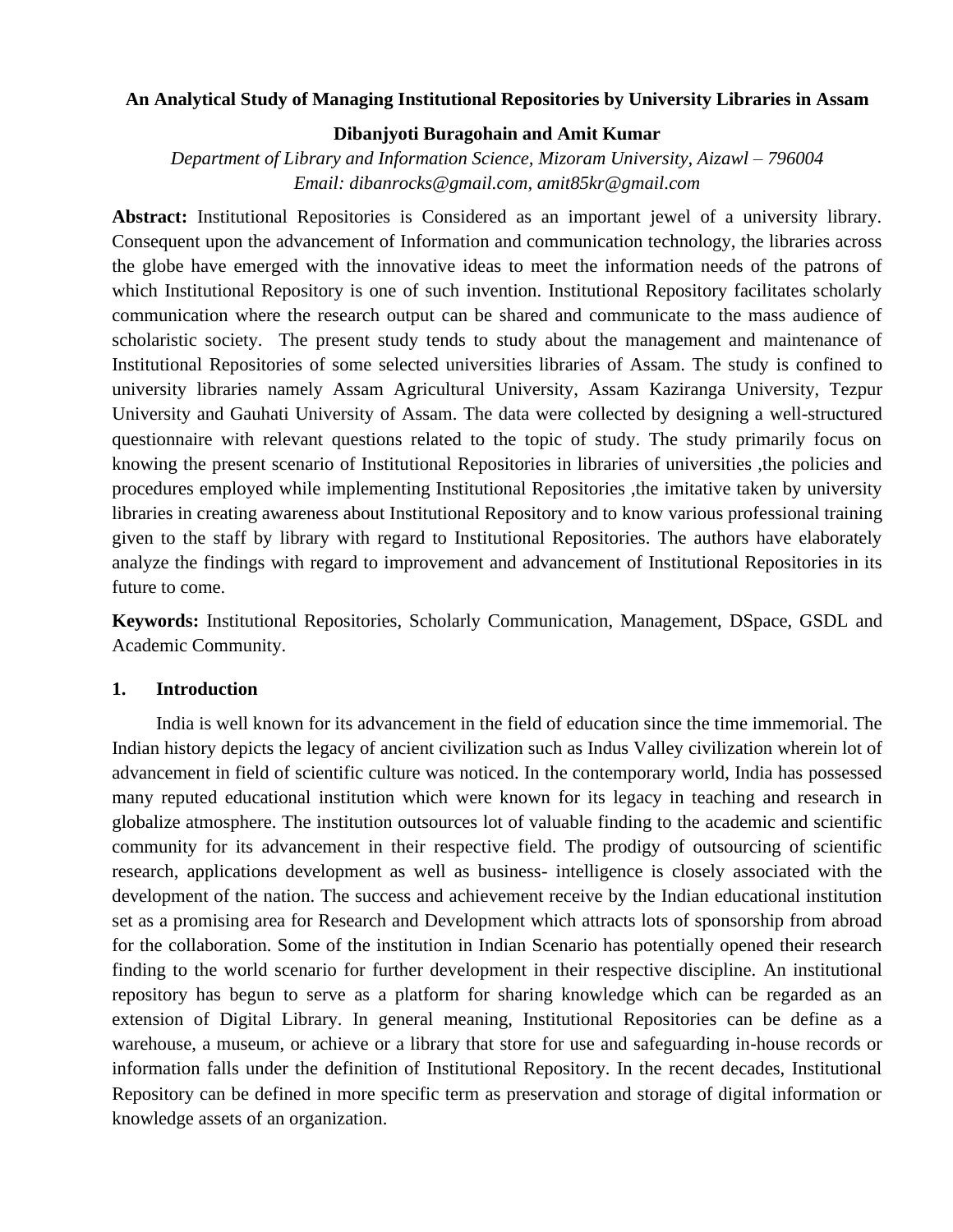**An Analytical Study of Managing Institutional Repositories by University Libraries in Assam**

**Dibanjyoti Buragohain and Amit Kumar**

*Department of Library and Information Science, Mizoram University, Aizawl – 796004*
*Email: dibanrocks@gmail.com, amit85kr@gmail.com*

**Abstract:** Institutional Repositories is Considered as an important jewel of a university library. Consequent upon the advancement of Information and communication technology, the libraries across the globe have emerged with the innovative ideas to meet the information needs of the patrons of which Institutional Repository is one of such invention. Institutional Repository facilitates scholarly communication where the research output can be shared and communicate to the mass audience of scholaristic society. The present study tends to study about the management and maintenance of Institutional Repositories of some selected universities libraries of Assam. The study is confined to university libraries namely Assam Agricultural University, Assam Kaziranga University, Tezpur University and Gauhati University of Assam. The data were collected by designing a well-structured questionnaire with relevant questions related to the topic of study. The study primarily focus on knowing the present scenario of Institutional Repositories in libraries of universities ,the policies and procedures employed while implementing Institutional Repositories ,the imitative taken by university libraries in creating awareness about Institutional Repository and to know various professional training given to the staff by library with regard to Institutional Repositories. The authors have elaborately analyze the findings with regard to improvement and advancement of Institutional Repositories in its future to come.

**Keywords:** Institutional Repositories, Scholarly Communication, Management, DSpace, GSDL and Academic Community.

## 1. Introduction

India is well known for its advancement in the field of education since the time immemorial. The Indian history depicts the legacy of ancient civilization such as Indus Valley civilization wherein lot of advancement in field of scientific culture was noticed. In the contemporary world, India has possessed many reputed educational institution which were known for its legacy in teaching and research in globalize atmosphere. The institution outsources lot of valuable finding to the academic and scientific community for its advancement in their respective field. The prodigy of outsourcing of scientific research, applications development as well as business- intelligence is closely associated with the development of the nation. The success and achievement receive by the Indian educational institution set as a promising area for Research and Development which attracts lots of sponsorship from abroad for the collaboration. Some of the institution in Indian Scenario has potentially opened their research finding to the world scenario for further development in their respective discipline. An institutional repository has begun to serve as a platform for sharing knowledge which can be regarded as an extension of Digital Library. In general meaning, Institutional Repositories can be define as a warehouse, a museum, or achieve or a library that store for use and safeguarding in-house records or information falls under the definition of Institutional Repository. In the recent decades, Institutional Repository can be defined in more specific term as preservation and storage of digital information or knowledge assets of an organization.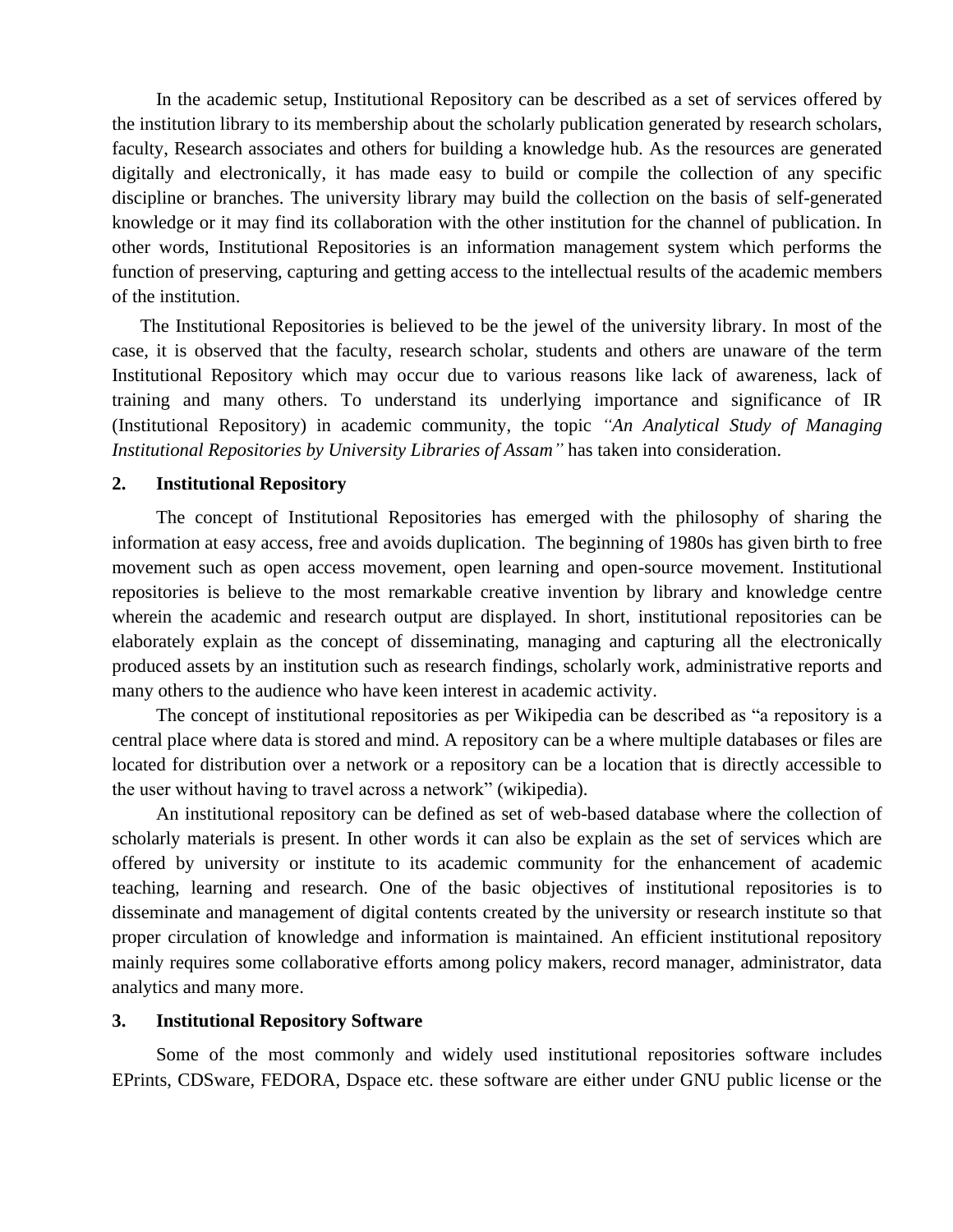In the academic setup, Institutional Repository can be described as a set of services offered by the institution library to its membership about the scholarly publication generated by research scholars, faculty, Research associates and others for building a knowledge hub. As the resources are generated digitally and electronically, it has made easy to build or compile the collection of any specific discipline or branches. The university library may build the collection on the basis of self-generated knowledge or it may find its collaboration with the other institution for the channel of publication. In other words, Institutional Repositories is an information management system which performs the function of preserving, capturing and getting access to the intellectual results of the academic members of the institution.

The Institutional Repositories is believed to be the jewel of the university library. In most of the case, it is observed that the faculty, research scholar, students and others are unaware of the term Institutional Repository which may occur due to various reasons like lack of awareness, lack of training and many others. To understand its underlying importance and significance of IR (Institutional Repository) in academic community, the topic *"An Analytical Study of Managing Institutional Repositories by University Libraries of Assam"* has taken into consideration.

## 2. Institutional Repository

The concept of Institutional Repositories has emerged with the philosophy of sharing the information at easy access, free and avoids duplication. The beginning of 1980s has given birth to free movement such as open access movement, open learning and open-source movement. Institutional repositories is believe to the most remarkable creative invention by library and knowledge centre wherein the academic and research output are displayed. In short, institutional repositories can be elaborately explain as the concept of disseminating, managing and capturing all the electronically produced assets by an institution such as research findings, scholarly work, administrative reports and many others to the audience who have keen interest in academic activity.

The concept of institutional repositories as per Wikipedia can be described as "a repository is a central place where data is stored and mind. A repository can be a where multiple databases or files are located for distribution over a network or a repository can be a location that is directly accessible to the user without having to travel across a network" (wikipedia).

An institutional repository can be defined as set of web-based database where the collection of scholarly materials is present. In other words it can also be explain as the set of services which are offered by university or institute to its academic community for the enhancement of academic teaching, learning and research. One of the basic objectives of institutional repositories is to disseminate and management of digital contents created by the university or research institute so that proper circulation of knowledge and information is maintained. An efficient institutional repository mainly requires some collaborative efforts among policy makers, record manager, administrator, data analytics and many more.

## 3. Institutional Repository Software

Some of the most commonly and widely used institutional repositories software includes EPrints, CDSware, FEDORA, Dspace etc. these software are either under GNU public license or the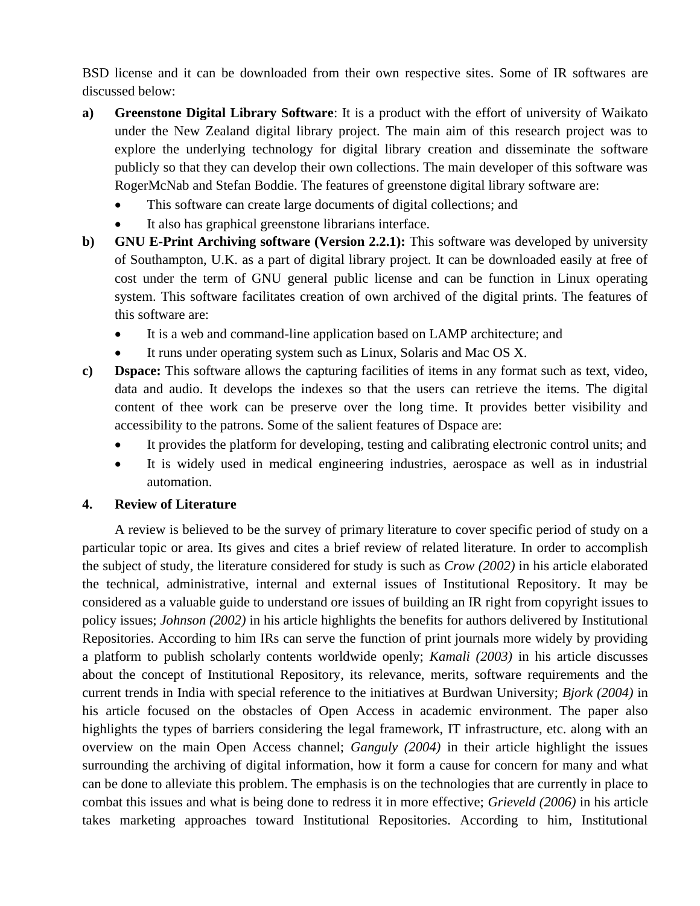BSD license and it can be downloaded from their own respective sites. Some of IR softwares are discussed below:

**a)** **Greenstone Digital Library Software**: It is a product with the effort of university of Waikato under the New Zealand digital library project. The main aim of this research project was to explore the underlying technology for digital library creation and disseminate the software publicly so that they can develop their own collections. The main developer of this software was RogerMcNab and Stefan Boddie. The features of greenstone digital library software are:

- This software can create large documents of digital collections; and
- It also has graphical greenstone librarians interface.

**b)** **GNU E-Print Archiving software (Version 2.2.1):** This software was developed by university of Southampton, U.K. as a part of digital library project. It can be downloaded easily at free of cost under the term of GNU general public license and can be function in Linux operating system. This software facilitates creation of own archived of the digital prints. The features of this software are:

- It is a web and command-line application based on LAMP architecture; and
- It runs under operating system such as Linux, Solaris and Mac OS X.

**c)** **Dspace:** This software allows the capturing facilities of items in any format such as text, video, data and audio. It develops the indexes so that the users can retrieve the items. The digital content of thee work can be preserve over the long time. It provides better visibility and accessibility to the patrons. Some of the salient features of Dspace are:

- It provides the platform for developing, testing and calibrating electronic control units; and
- It is widely used in medical engineering industries, aerospace as well as in industrial automation.

## 4. Review of Literature

A review is believed to be the survey of primary literature to cover specific period of study on a particular topic or area. Its gives and cites a brief review of related literature. In order to accomplish the subject of study, the literature considered for study is such as *Crow (2002)* in his article elaborated the technical, administrative, internal and external issues of Institutional Repository. It may be considered as a valuable guide to understand ore issues of building an IR right from copyright issues to policy issues; *Johnson (2002)* in his article highlights the benefits for authors delivered by Institutional Repositories. According to him IRs can serve the function of print journals more widely by providing a platform to publish scholarly contents worldwide openly; *Kamali (2003)* in his article discusses about the concept of Institutional Repository, its relevance, merits, software requirements and the current trends in India with special reference to the initiatives at Burdwan University; *Bjork (2004)* in his article focused on the obstacles of Open Access in academic environment. The paper also highlights the types of barriers considering the legal framework, IT infrastructure, etc. along with an overview on the main Open Access channel; *Ganguly (2004)* in their article highlight the issues surrounding the archiving of digital information, how it form a cause for concern for many and what can be done to alleviate this problem. The emphasis is on the technologies that are currently in place to combat this issues and what is being done to redress it in more effective; *Grieveld (2006)* in his article takes marketing approaches toward Institutional Repositories. According to him, Institutional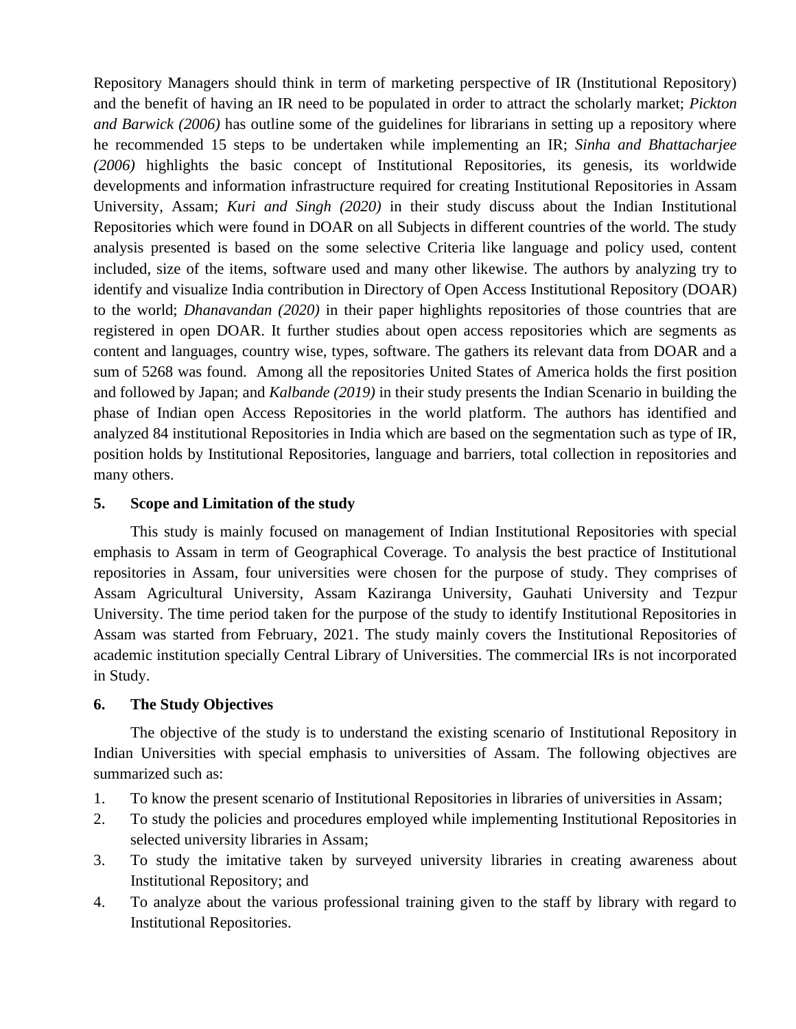Repository Managers should think in term of marketing perspective of IR (Institutional Repository) and the benefit of having an IR need to be populated in order to attract the scholarly market; *Pickton and Barwick (2006)* has outline some of the guidelines for librarians in setting up a repository where he recommended 15 steps to be undertaken while implementing an IR; *Sinha and Bhattacharjee (2006)* highlights the basic concept of Institutional Repositories, its genesis, its worldwide developments and information infrastructure required for creating Institutional Repositories in Assam University, Assam; *Kuri and Singh (2020)* in their study discuss about the Indian Institutional Repositories which were found in DOAR on all Subjects in different countries of the world. The study analysis presented is based on the some selective Criteria like language and policy used, content included, size of the items, software used and many other likewise. The authors by analyzing try to identify and visualize India contribution in Directory of Open Access Institutional Repository (DOAR) to the world; *Dhanavandan (2020)* in their paper highlights repositories of those countries that are registered in open DOAR. It further studies about open access repositories which are segments as content and languages, country wise, types, software. The gathers its relevant data from DOAR and a sum of 5268 was found. Among all the repositories United States of America holds the first position and followed by Japan; and *Kalbande (2019)* in their study presents the Indian Scenario in building the phase of Indian open Access Repositories in the world platform. The authors has identified and analyzed 84 institutional Repositories in India which are based on the segmentation such as type of IR, position holds by Institutional Repositories, language and barriers, total collection in repositories and many others.

## 5. Scope and Limitation of the study

This study is mainly focused on management of Indian Institutional Repositories with special emphasis to Assam in term of Geographical Coverage. To analysis the best practice of Institutional repositories in Assam, four universities were chosen for the purpose of study. They comprises of Assam Agricultural University, Assam Kaziranga University, Gauhati University and Tezpur University. The time period taken for the purpose of the study to identify Institutional Repositories in Assam was started from February, 2021. The study mainly covers the Institutional Repositories of academic institution specially Central Library of Universities. The commercial IRs is not incorporated in Study.

## 6. The Study Objectives

The objective of the study is to understand the existing scenario of Institutional Repository in Indian Universities with special emphasis to universities of Assam. The following objectives are summarized such as:

1. To know the present scenario of Institutional Repositories in libraries of universities in Assam;
2. To study the policies and procedures employed while implementing Institutional Repositories in selected university libraries in Assam;
3. To study the imitative taken by surveyed university libraries in creating awareness about Institutional Repository; and
4. To analyze about the various professional training given to the staff by library with regard to Institutional Repositories.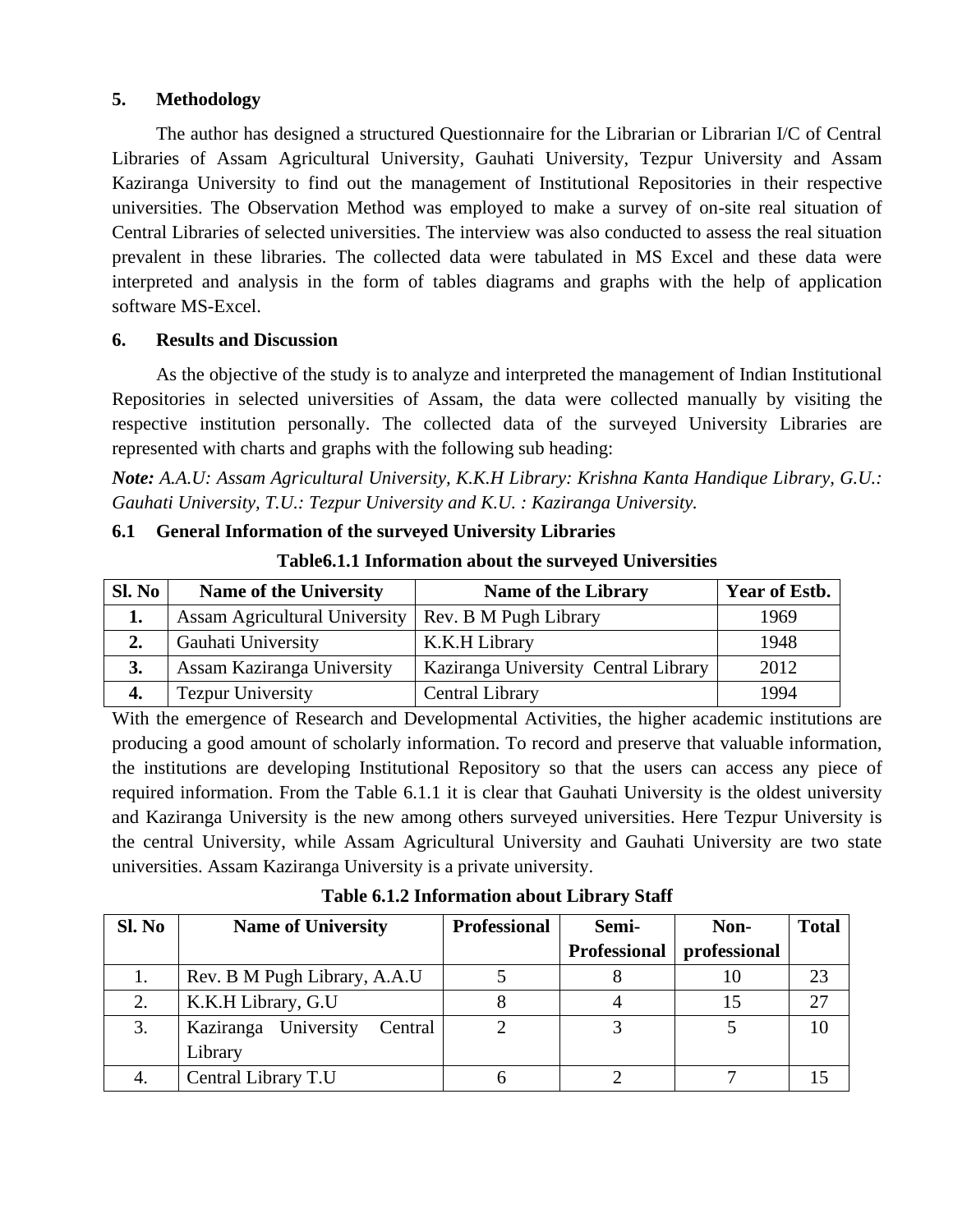## 5. Methodology

The author has designed a structured Questionnaire for the Librarian or Librarian I/C of Central Libraries of Assam Agricultural University, Gauhati University, Tezpur University and Assam Kaziranga University to find out the management of Institutional Repositories in their respective universities. The Observation Method was employed to make a survey of on-site real situation of Central Libraries of selected universities. The interview was also conducted to assess the real situation prevalent in these libraries. The collected data were tabulated in MS Excel and these data were interpreted and analysis in the form of tables diagrams and graphs with the help of application software MS-Excel.

## 6. Results and Discussion

As the objective of the study is to analyze and interpreted the management of Indian Institutional Repositories in selected universities of Assam, the data were collected manually by visiting the respective institution personally. The collected data of the surveyed University Libraries are represented with charts and graphs with the following sub heading:

***Note:*** *A.A.U: Assam Agricultural University, K.K.H Library: Krishna Kanta Handique Library, G.U.: Gauhati University, T.U.: Tezpur University and K.U. : Kaziranga University.*

### 6.1 General Information of the surveyed University Libraries

**Table6.1.1 Information about the surveyed Universities**

| Sl. No | Name of the University | Name of the Library | Year of Estb. |
|---|---|---|---|
| **1.** | Assam Agricultural University | Rev. B M Pugh Library | 1969 |
| **2.** | Gauhati University | K.K.H Library | 1948 |
| **3.** | Assam Kaziranga University | Kaziranga University Central Library | 2012 |
| **4.** | Tezpur University | Central Library | 1994 |

With the emergence of Research and Developmental Activities, the higher academic institutions are producing a good amount of scholarly information. To record and preserve that valuable information, the institutions are developing Institutional Repository so that the users can access any piece of required information. From the Table 6.1.1 it is clear that Gauhati University is the oldest university and Kaziranga University is the new among others surveyed universities. Here Tezpur University is the central University, while Assam Agricultural University and Gauhati University are two state universities. Assam Kaziranga University is a private university.

**Table 6.1.2 Information about Library Staff**

| Sl. No | Name of University | Professional | Semi-Professional | Non-professional | Total |
|---|---|---|---|---|---|
| 1. | Rev. B M Pugh Library, A.A.U | 5 | 8 | 10 | 23 |
| 2. | K.K.H Library, G.U | 8 | 4 | 15 | 27 |
| 3. | Kaziranga University Central Library | 2 | 3 | 5 | 10 |
| 4. | Central Library T.U | 6 | 2 | 7 | 15 |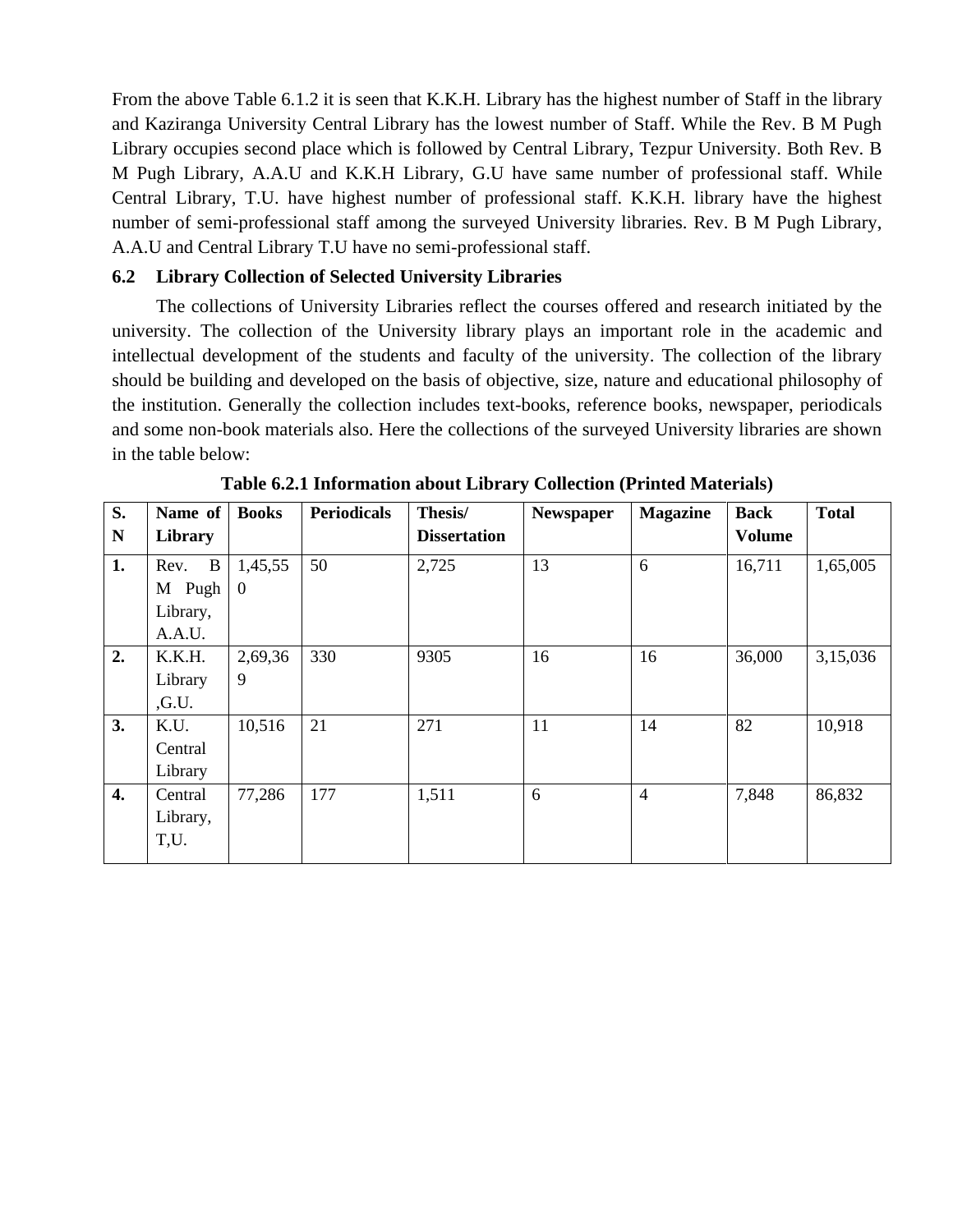From the above Table 6.1.2 it is seen that K.K.H. Library has the highest number of Staff in the library and Kaziranga University Central Library has the lowest number of Staff. While the Rev. B M Pugh Library occupies second place which is followed by Central Library, Tezpur University. Both Rev. B M Pugh Library, A.A.U and K.K.H Library, G.U have same number of professional staff. While Central Library, T.U. have highest number of professional staff. K.K.H. library have the highest number of semi-professional staff among the surveyed University libraries. Rev. B M Pugh Library, A.A.U and Central Library T.U have no semi-professional staff.

## 6.2 Library Collection of Selected University Libraries

The collections of University Libraries reflect the courses offered and research initiated by the university. The collection of the University library plays an important role in the academic and intellectual development of the students and faculty of the university. The collection of the library should be building and developed on the basis of objective, size, nature and educational philosophy of the institution. Generally the collection includes text-books, reference books, newspaper, periodicals and some non-book materials also. Here the collections of the surveyed University libraries are shown in the table below:

**Table 6.2.1 Information about Library Collection (Printed Materials)**

| S. N | Name of Library | Books | Periodicals | Thesis/ Dissertation | Newspaper | Magazine | Back Volume | Total |
|---|---|---|---|---|---|---|---|---|
| 1. | Rev. B M Pugh Library, A.A.U. | 1,45,550 | 50 | 2,725 | 13 | 6 | 16,711 | 1,65,005 |
| 2. | K.K.H. Library ,G.U. | 2,69,369 | 330 | 9305 | 16 | 16 | 36,000 | 3,15,036 |
| 3. | K.U. Central Library | 10,516 | 21 | 271 | 11 | 14 | 82 | 10,918 |
| 4. | Central Library, T,U. | 77,286 | 177 | 1,511 | 6 | 4 | 7,848 | 86,832 |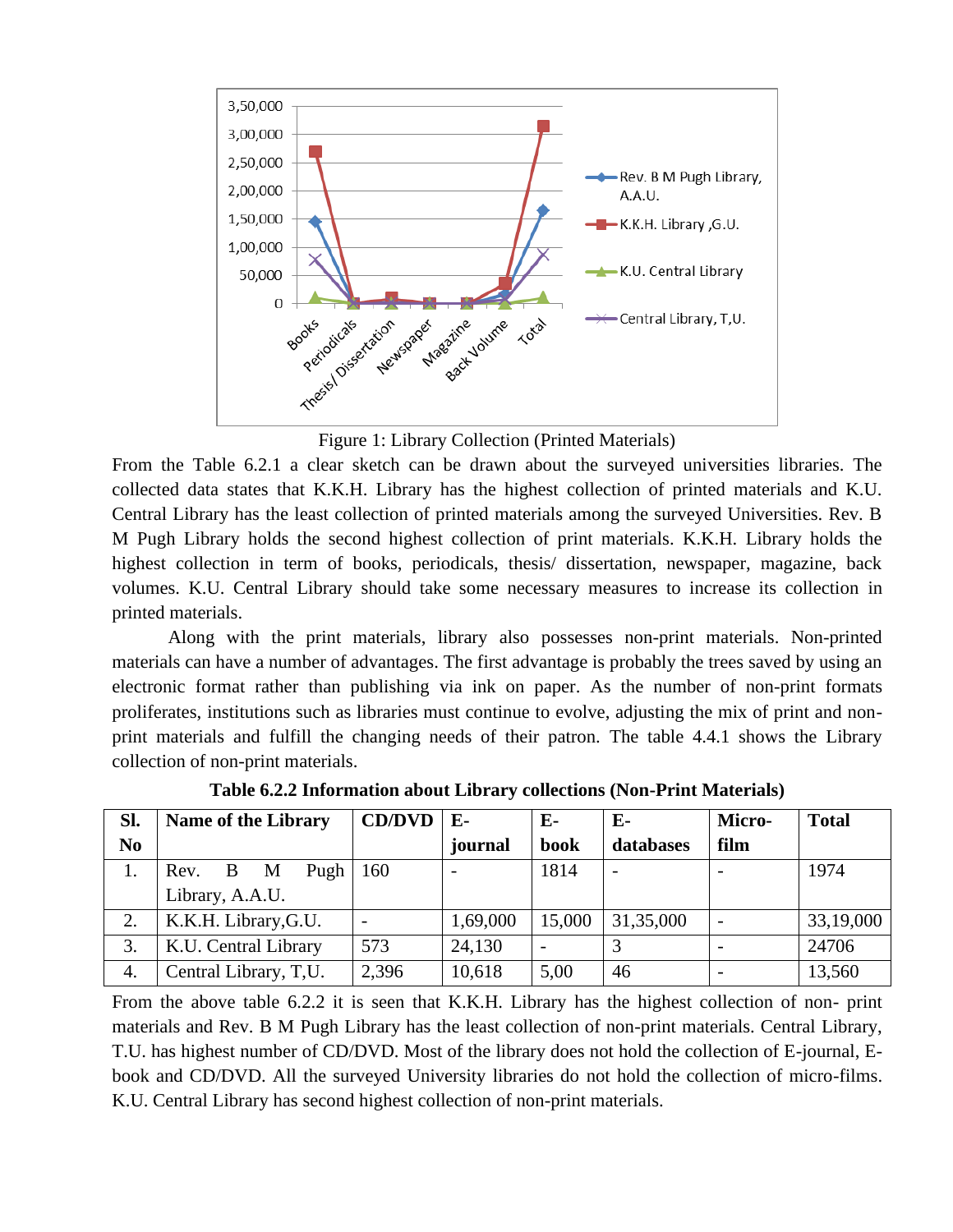Figure 1: Library Collection (Printed Materials)

From the Table 6.2.1 a clear sketch can be drawn about the surveyed universities libraries. The collected data states that K.K.H. Library has the highest collection of printed materials and K.U. Central Library has the least collection of printed materials among the surveyed Universities. Rev. B M Pugh Library holds the second highest collection of print materials. K.K.H. Library holds the highest collection in term of books, periodicals, thesis/ dissertation, newspaper, magazine, back volumes. K.U. Central Library should take some necessary measures to increase its collection in printed materials.

Along with the print materials, library also possesses non-print materials. Non-printed materials can have a number of advantages. The first advantage is probably the trees saved by using an electronic format rather than publishing via ink on paper. As the number of non-print formats proliferates, institutions such as libraries must continue to evolve, adjusting the mix of print and non-print materials and fulfill the changing needs of their patron. The table 4.4.1 shows the Library collection of non-print materials.

**Table 6.2.2 Information about Library collections (Non-Print Materials)**

| Sl. No | Name of the Library | CD/DVD | E-journal | E-book | E-databases | Micro-film | Total |
|---|---|---|---|---|---|---|---|
| 1. | Rev. B M Pugh Library, A.A.U. | 160 | - | 1814 | - | - | 1974 |
| 2. | K.K.H. Library,G.U. | - | 1,69,000 | 15,000 | 31,35,000 | - | 33,19,000 |
| 3. | K.U. Central Library | 573 | 24,130 | - | 3 | - | 24706 |
| 4. | Central Library, T,U. | 2,396 | 10,618 | 5,00 | 46 | - | 13,560 |

From the above table 6.2.2 it is seen that K.K.H. Library has the highest collection of non- print materials and Rev. B M Pugh Library has the least collection of non-print materials. Central Library, T.U. has highest number of CD/DVD. Most of the library does not hold the collection of E-journal, E-book and CD/DVD. All the surveyed University libraries do not hold the collection of micro-films. K.U. Central Library has second highest collection of non-print materials.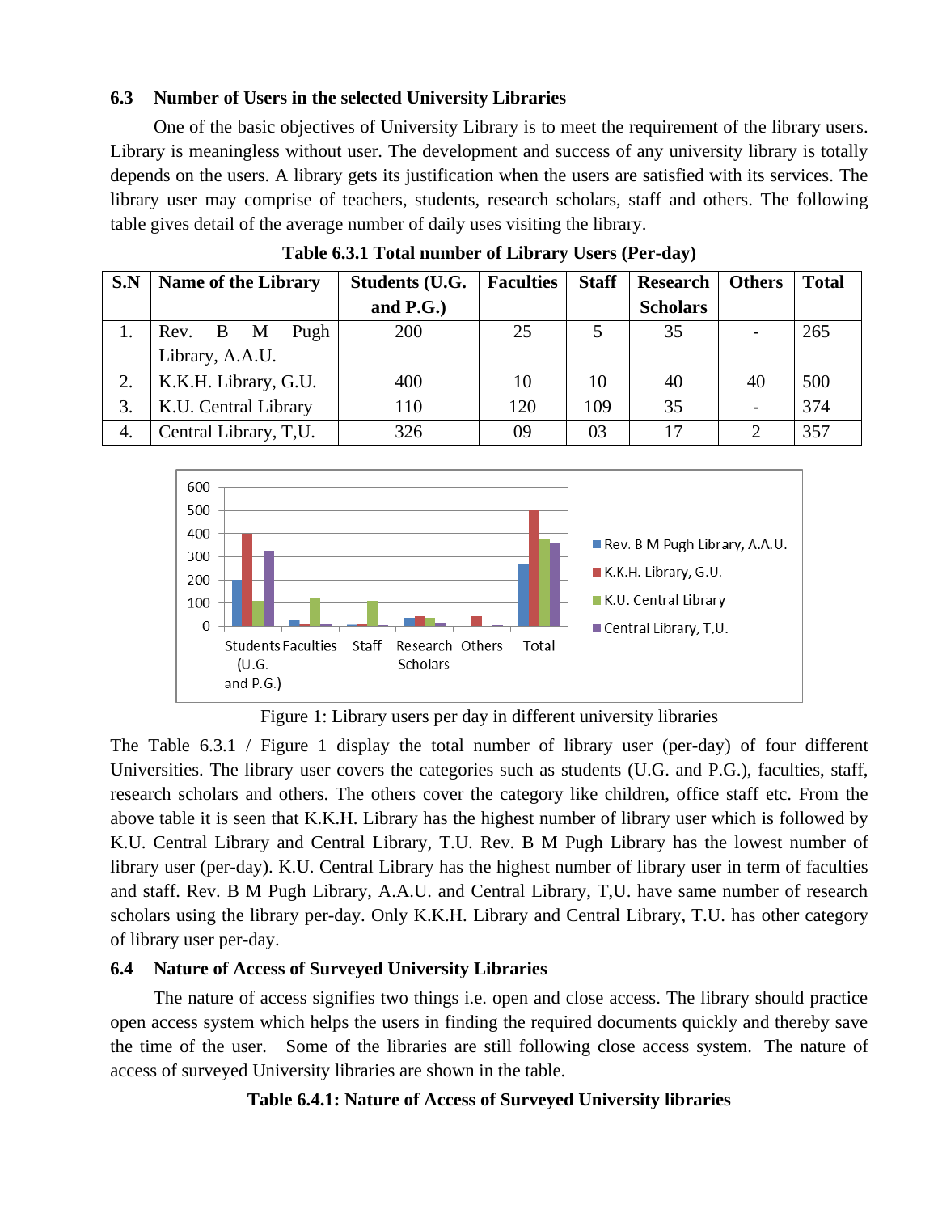### 6.3 Number of Users in the selected University Libraries

One of the basic objectives of University Library is to meet the requirement of the library users. Library is meaningless without user. The development and success of any university library is totally depends on the users. A library gets its justification when the users are satisfied with its services. The library user may comprise of teachers, students, research scholars, staff and others. The following table gives detail of the average number of daily uses visiting the library.

**Table 6.3.1 Total number of Library Users (Per-day)**

| S.N | Name of the Library | Students (U.G. and P.G.) | Faculties | Staff | Research Scholars | Others | Total |
|---|---|---|---|---|---|---|---|
| 1. | Rev. B M Pugh Library, A.A.U. | 200 | 25 | 5 | 35 | - | 265 |
| 2. | K.K.H. Library, G.U. | 400 | 10 | 10 | 40 | 40 | 500 |
| 3. | K.U. Central Library | 110 | 120 | 109 | 35 | - | 374 |
| 4. | Central Library, T,U. | 326 | 09 | 03 | 17 | 2 | 357 |

Figure 1: Library users per day in different university libraries

The Table 6.3.1 / Figure 1 display the total number of library user (per-day) of four different Universities. The library user covers the categories such as students (U.G. and P.G.), faculties, staff, research scholars and others. The others cover the category like children, office staff etc. From the above table it is seen that K.K.H. Library has the highest number of library user which is followed by K.U. Central Library and Central Library, T.U. Rev. B M Pugh Library has the lowest number of library user (per-day). K.U. Central Library has the highest number of library user in term of faculties and staff. Rev. B M Pugh Library, A.A.U. and Central Library, T,U. have same number of research scholars using the library per-day. Only K.K.H. Library and Central Library, T.U. has other category of library user per-day.

### 6.4 Nature of Access of Surveyed University Libraries

The nature of access signifies two things i.e. open and close access. The library should practice open access system which helps the users in finding the required documents quickly and thereby save the time of the user. Some of the libraries are still following close access system. The nature of access of surveyed University libraries are shown in the table.

**Table 6.4.1: Nature of Access of Surveyed University libraries**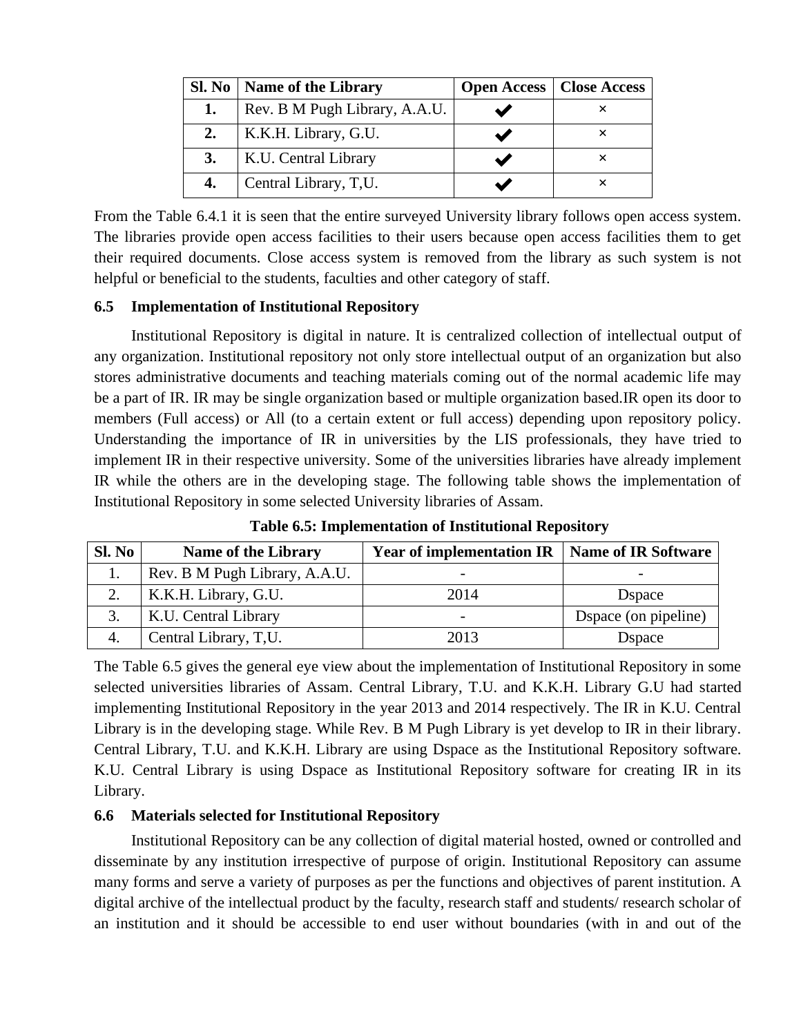| Sl. No | Name of the Library | Open Access | Close Access |
|---|---|---|---|
| **1.** | Rev. B M Pugh Library, A.A.U. | ✔ | × |
| **2.** | K.K.H. Library, G.U. | ✔ | × |
| **3.** | K.U. Central Library | ✔ | × |
| **4.** | Central Library, T,U. | ✔ | × |

From the Table 6.4.1 it is seen that the entire surveyed University library follows open access system. The libraries provide open access facilities to their users because open access facilities them to get their required documents. Close access system is removed from the library as such system is not helpful or beneficial to the students, faculties and other category of staff.

### 6.5 Implementation of Institutional Repository

Institutional Repository is digital in nature. It is centralized collection of intellectual output of any organization. Institutional repository not only store intellectual output of an organization but also stores administrative documents and teaching materials coming out of the normal academic life may be a part of IR. IR may be single organization based or multiple organization based.IR open its door to members (Full access) or All (to a certain extent or full access) depending upon repository policy. Understanding the importance of IR in universities by the LIS professionals, they have tried to implement IR in their respective university. Some of the universities libraries have already implement IR while the others are in the developing stage. The following table shows the implementation of Institutional Repository in some selected University libraries of Assam.

**Table 6.5: Implementation of Institutional Repository**

| Sl. No | Name of the Library | Year of implementation IR | Name of IR Software |
|---|---|---|---|
| 1. | Rev. B M Pugh Library, A.A.U. | - | - |
| 2. | K.K.H. Library, G.U. | 2014 | Dspace |
| 3. | K.U. Central Library | - | Dspace (on pipeline) |
| 4. | Central Library, T,U. | 2013 | Dspace |

The Table 6.5 gives the general eye view about the implementation of Institutional Repository in some selected universities libraries of Assam. Central Library, T.U. and K.K.H. Library G.U had started implementing Institutional Repository in the year 2013 and 2014 respectively. The IR in K.U. Central Library is in the developing stage. While Rev. B M Pugh Library is yet develop to IR in their library. Central Library, T.U. and K.K.H. Library are using Dspace as the Institutional Repository software. K.U. Central Library is using Dspace as Institutional Repository software for creating IR in its Library.

### 6.6 Materials selected for Institutional Repository

Institutional Repository can be any collection of digital material hosted, owned or controlled and disseminate by any institution irrespective of purpose of origin. Institutional Repository can assume many forms and serve a variety of purposes as per the functions and objectives of parent institution. A digital archive of the intellectual product by the faculty, research staff and students/ research scholar of an institution and it should be accessible to end user without boundaries (with in and out of the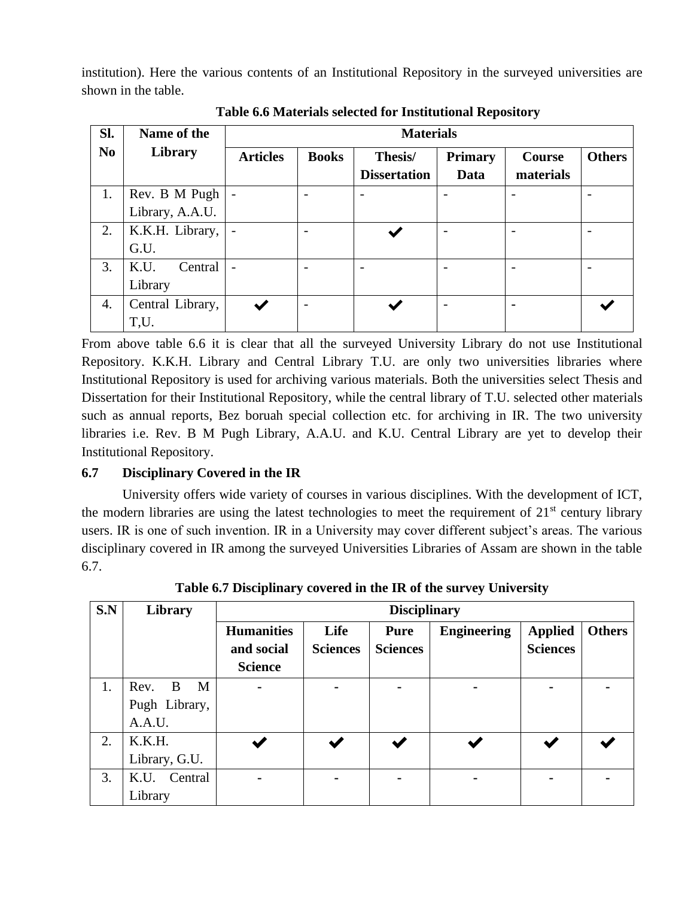institution). Here the various contents of an Institutional Repository in the surveyed universities are shown in the table.

**Table 6.6 Materials selected for Institutional Repository**

| Sl. No | Name of the Library | Materials | | | | | |
|---|---|---|---|---|---|---|---|
| | | Articles | Books | Thesis/ Dissertation | Primary Data | Course materials | Others |
| 1. | Rev. B M Pugh Library, A.A.U. | - | - | - | - | - | - |
| 2. | K.K.H. Library, G.U. | - | - | ✔ | - | - | - |
| 3. | K.U. Central Library | - | - | - | - | - | - |
| 4. | Central Library, T,U. | ✔ | - | ✔ | - | - | ✔ |

From above table 6.6 it is clear that all the surveyed University Library do not use Institutional Repository. K.K.H. Library and Central Library T.U. are only two universities libraries where Institutional Repository is used for archiving various materials. Both the universities select Thesis and Dissertation for their Institutional Repository, while the central library of T.U. selected other materials such as annual reports, Bez boruah special collection etc. for archiving in IR. The two university libraries i.e. Rev. B M Pugh Library, A.A.U. and K.U. Central Library are yet to develop their Institutional Repository.

## 6.7 Disciplinary Covered in the IR

University offers wide variety of courses in various disciplines. With the development of ICT, the modern libraries are using the latest technologies to meet the requirement of 21st century library users. IR is one of such invention. IR in a University may cover different subject's areas. The various disciplinary covered in IR among the surveyed Universities Libraries of Assam are shown in the table 6.7.

**Table 6.7 Disciplinary covered in the IR of the survey University**

| S.N | Library | Disciplinary | | | | | |
|---|---|---|---|---|---|---|---|
| | | Humanities and social Science | Life Sciences | Pure Sciences | Engineering | Applied Sciences | Others |
| 1. | Rev. B M Pugh Library, A.A.U. | - | - | - | - | - | - |
| 2. | K.K.H. Library, G.U. | ✔ | ✔ | ✔ | ✔ | ✔ | ✔ |
| 3. | K.U. Central Library | - | - | - | - | - | - |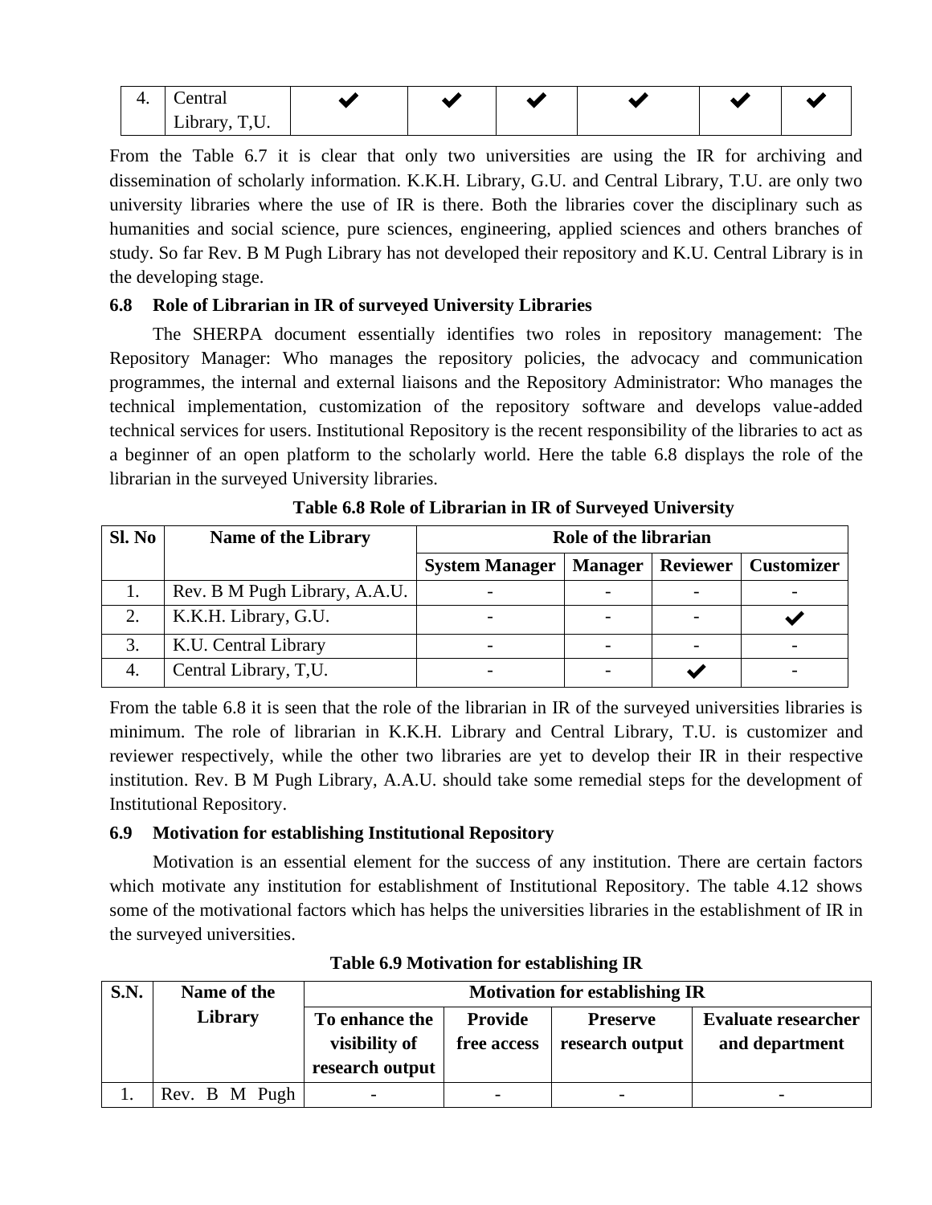| 4. | Central Library, T,U. | ✔ | ✔ | ✔ | ✔ | ✔ | ✔ |
|---|---|---|---|---|---|---|---|

From the Table 6.7 it is clear that only two universities are using the IR for archiving and dissemination of scholarly information. K.K.H. Library, G.U. and Central Library, T.U. are only two university libraries where the use of IR is there. Both the libraries cover the disciplinary such as humanities and social science, pure sciences, engineering, applied sciences and others branches of study. So far Rev. B M Pugh Library has not developed their repository and K.U. Central Library is in the developing stage.

### 6.8 Role of Librarian in IR of surveyed University Libraries

The SHERPA document essentially identifies two roles in repository management: The Repository Manager: Who manages the repository policies, the advocacy and communication programmes, the internal and external liaisons and the Repository Administrator: Who manages the technical implementation, customization of the repository software and develops value-added technical services for users. Institutional Repository is the recent responsibility of the libraries to act as a beginner of an open platform to the scholarly world. Here the table 6.8 displays the role of the librarian in the surveyed University libraries.

**Table 6.8 Role of Librarian in IR of Surveyed University**

| Sl. No | Name of the Library | Role of the librarian | | | |
|---|---|---|---|---|---|
| | | System Manager | Manager | Reviewer | Customizer |
| 1. | Rev. B M Pugh Library, A.A.U. | - | - | - | - |
| 2. | K.K.H. Library, G.U. | - | - | - | ✔ |
| 3. | K.U. Central Library | - | - | - | - |
| 4. | Central Library, T,U. | - | - | ✔ | - |

From the table 6.8 it is seen that the role of the librarian in IR of the surveyed universities libraries is minimum. The role of librarian in K.K.H. Library and Central Library, T.U. is customizer and reviewer respectively, while the other two libraries are yet to develop their IR in their respective institution. Rev. B M Pugh Library, A.A.U. should take some remedial steps for the development of Institutional Repository.

### 6.9 Motivation for establishing Institutional Repository

Motivation is an essential element for the success of any institution. There are certain factors which motivate any institution for establishment of Institutional Repository. The table 4.12 shows some of the motivational factors which has helps the universities libraries in the establishment of IR in the surveyed universities.

**Table 6.9 Motivation for establishing IR**

| S.N. | Name of the Library | Motivation for establishing IR | | | |
|---|---|---|---|---|---|
| | | To enhance the visibility of research output | Provide free access | Preserve research output | Evaluate researcher and department |
| 1. | Rev. B M Pugh | - | - | - | - |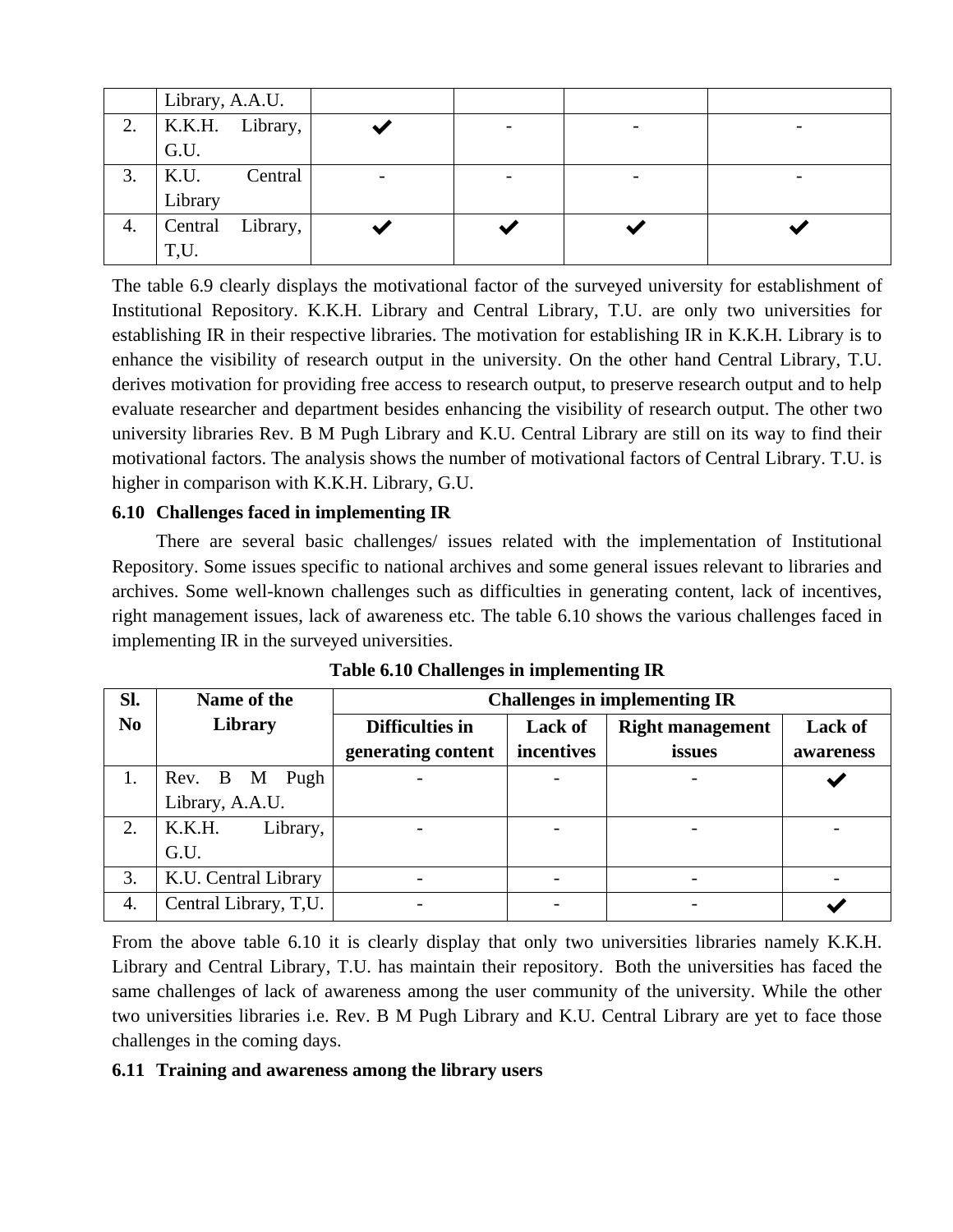| | Library, A.A.U. | | | | |
|---|---|---|---|---|---|
| 2. | K.K.H. Library, G.U. | ✔ | - | - | - |
| 3. | K.U. Central Library | - | - | - | - |
| 4. | Central Library, T,U. | ✔ | ✔ | ✔ | ✔ |

The table 6.9 clearly displays the motivational factor of the surveyed university for establishment of Institutional Repository. K.K.H. Library and Central Library, T.U. are only two universities for establishing IR in their respective libraries. The motivation for establishing IR in K.K.H. Library is to enhance the visibility of research output in the university. On the other hand Central Library, T.U. derives motivation for providing free access to research output, to preserve research output and to help evaluate researcher and department besides enhancing the visibility of research output. The other two university libraries Rev. B M Pugh Library and K.U. Central Library are still on its way to find their motivational factors. The analysis shows the number of motivational factors of Central Library. T.U. is higher in comparison with K.K.H. Library, G.U.

### 6.10 Challenges faced in implementing IR

There are several basic challenges/ issues related with the implementation of Institutional Repository. Some issues specific to national archives and some general issues relevant to libraries and archives. Some well-known challenges such as difficulties in generating content, lack of incentives, right management issues, lack of awareness etc. The table 6.10 shows the various challenges faced in implementing IR in the surveyed universities.

**Table 6.10 Challenges in implementing IR**

| Sl. No | Name of the Library | Challenges in implementing IR | | | |
|---|---|---|---|---|---|
| | | Difficulties in generating content | Lack of incentives | Right management issues | Lack of awareness |
| 1. | Rev. B M Pugh Library, A.A.U. | - | - | - | ✔ |
| 2. | K.K.H. Library, G.U. | - | - | - | - |
| 3. | K.U. Central Library | - | - | - | - |
| 4. | Central Library, T,U. | - | - | - | ✔ |

From the above table 6.10 it is clearly display that only two universities libraries namely K.K.H. Library and Central Library, T.U. has maintain their repository. Both the universities has faced the same challenges of lack of awareness among the user community of the university. While the other two universities libraries i.e. Rev. B M Pugh Library and K.U. Central Library are yet to face those challenges in the coming days.

### 6.11 Training and awareness among the library users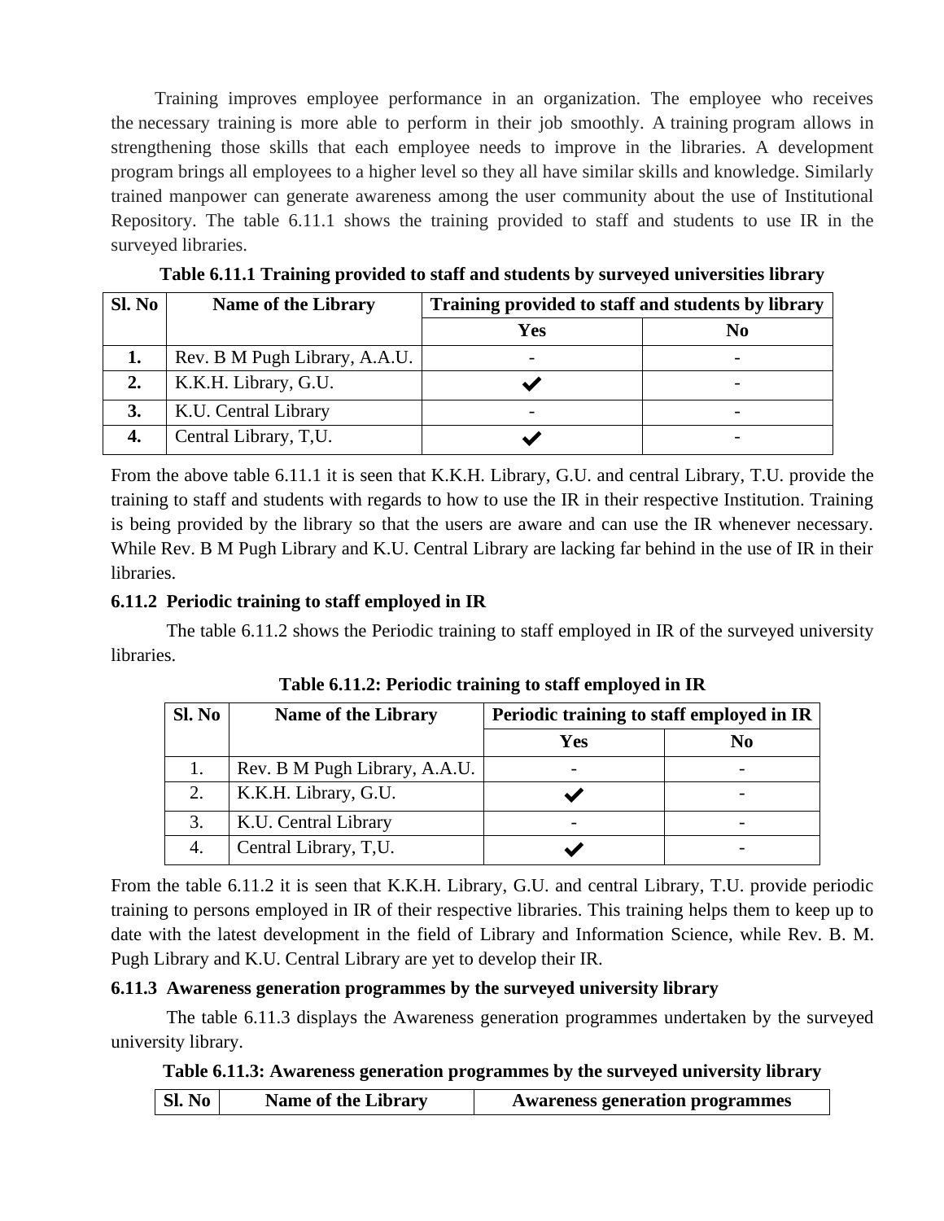Training improves employee performance in an organization. The employee who receives the necessary training is more able to perform in their job smoothly. A training program allows in strengthening those skills that each employee needs to improve in the libraries. A development program brings all employees to a higher level so they all have similar skills and knowledge. Similarly trained manpower can generate awareness among the user community about the use of Institutional Repository. The table 6.11.1 shows the training provided to staff and students to use IR in the surveyed libraries.

**Table 6.11.1 Training provided to staff and students by surveyed universities library**

| Sl. No | Name of the Library | Training provided to staff and students by library | |
|---|---|---|---|
| | | Yes | No |
| **1.** | Rev. B M Pugh Library, A.A.U. | - | - |
| **2.** | K.K.H. Library, G.U. | ✔ | - |
| **3.** | K.U. Central Library | - | - |
| **4.** | Central Library, T,U. | ✔ | - |

From the above table 6.11.1 it is seen that K.K.H. Library, G.U. and central Library, T.U. provide the training to staff and students with regards to how to use the IR in their respective Institution. Training is being provided by the library so that the users are aware and can use the IR whenever necessary. While Rev. B M Pugh Library and K.U. Central Library are lacking far behind in the use of IR in their libraries.

### 6.11.2 Periodic training to staff employed in IR

The table 6.11.2 shows the Periodic training to staff employed in IR of the surveyed university libraries.

**Table 6.11.2: Periodic training to staff employed in IR**

| Sl. No | Name of the Library | Periodic training to staff employed in IR | |
|---|---|---|---|
| | | Yes | No |
| 1. | Rev. B M Pugh Library, A.A.U. | - | - |
| 2. | K.K.H. Library, G.U. | ✔ | - |
| 3. | K.U. Central Library | - | - |
| 4. | Central Library, T,U. | ✔ | - |

From the table 6.11.2 it is seen that K.K.H. Library, G.U. and central Library, T.U. provide periodic training to persons employed in IR of their respective libraries. This training helps them to keep up to date with the latest development in the field of Library and Information Science, while Rev. B. M. Pugh Library and K.U. Central Library are yet to develop their IR.

### 6.11.3 Awareness generation programmes by the surveyed university library

The table 6.11.3 displays the Awareness generation programmes undertaken by the surveyed university library.

**Table 6.11.3: Awareness generation programmes by the surveyed university library**

| Sl. No | Name of the Library | Awareness generation programmes |
|---|---|---|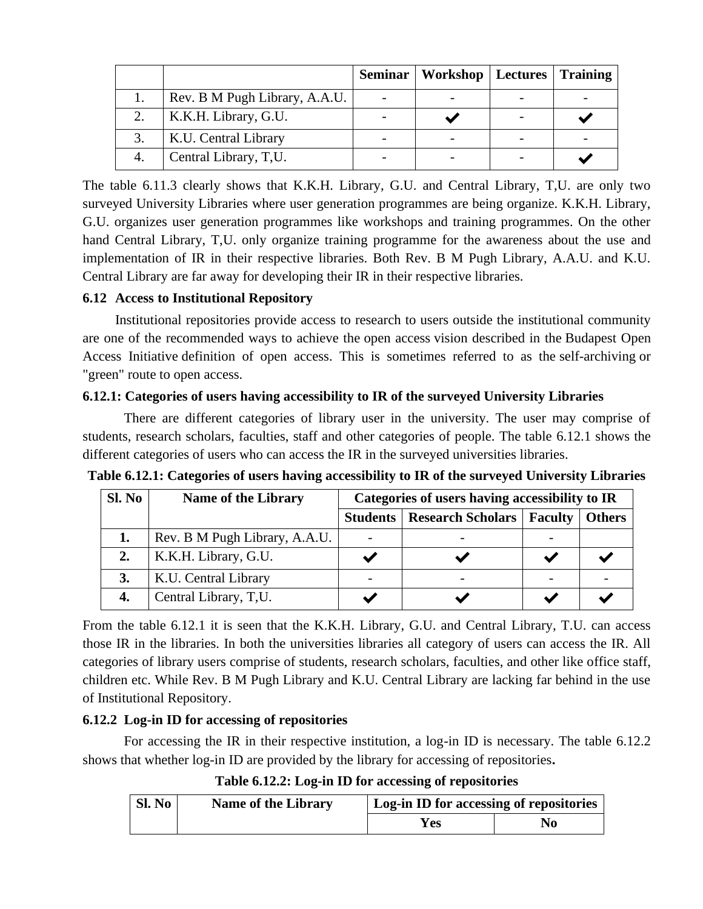| | | Seminar | Workshop | Lectures | Training |
|---|---|---|---|---|---|
| 1. | Rev. B M Pugh Library, A.A.U. | - | - | - | - |
| 2. | K.K.H. Library, G.U. | - | ✔ | - | ✔ |
| 3. | K.U. Central Library | - | - | - | - |
| 4. | Central Library, T,U. | - | - | - | ✔ |

The table 6.11.3 clearly shows that K.K.H. Library, G.U. and Central Library, T,U. are only two surveyed University Libraries where user generation programmes are being organize. K.K.H. Library, G.U. organizes user generation programmes like workshops and training programmes. On the other hand Central Library, T,U. only organize training programme for the awareness about the use and implementation of IR in their respective libraries. Both Rev. B M Pugh Library, A.A.U. and K.U. Central Library are far away for developing their IR in their respective libraries.

### 6.12 Access to Institutional Repository

Institutional repositories provide access to research to users outside the institutional community are one of the recommended ways to achieve the open access vision described in the Budapest Open Access Initiative definition of open access. This is sometimes referred to as the self-archiving or "green" route to open access.

### 6.12.1: Categories of users having accessibility to IR of the surveyed University Libraries

There are different categories of library user in the university. The user may comprise of students, research scholars, faculties, staff and other categories of people. The table 6.12.1 shows the different categories of users who can access the IR in the surveyed universities libraries.

**Table 6.12.1: Categories of users having accessibility to IR of the surveyed University Libraries**

| Sl. No | Name of the Library | Categories of users having accessibility to IR | | | |
|---|---|---|---|---|---|
| | | Students | Research Scholars | Faculty | Others |
| **1.** | Rev. B M Pugh Library, A.A.U. | - | - | - | |
| **2.** | K.K.H. Library, G.U. | ✔ | ✔ | ✔ | ✔ |
| **3.** | K.U. Central Library | - | - | - | - |
| **4.** | Central Library, T,U. | ✔ | ✔ | ✔ | ✔ |

From the table 6.12.1 it is seen that the K.K.H. Library, G.U. and Central Library, T.U. can access those IR in the libraries. In both the universities libraries all category of users can access the IR. All categories of library users comprise of students, research scholars, faculties, and other like office staff, children etc. While Rev. B M Pugh Library and K.U. Central Library are lacking far behind in the use of Institutional Repository.

### 6.12.2 Log-in ID for accessing of repositories

For accessing the IR in their respective institution, a log-in ID is necessary. The table 6.12.2 shows that whether log-in ID are provided by the library for accessing of repositories**.**

**Table 6.12.2: Log-in ID for accessing of repositories**

| Sl. No | Name of the Library | Log-in ID for accessing of repositories | |
|---|---|---|---|
| | | Yes | No |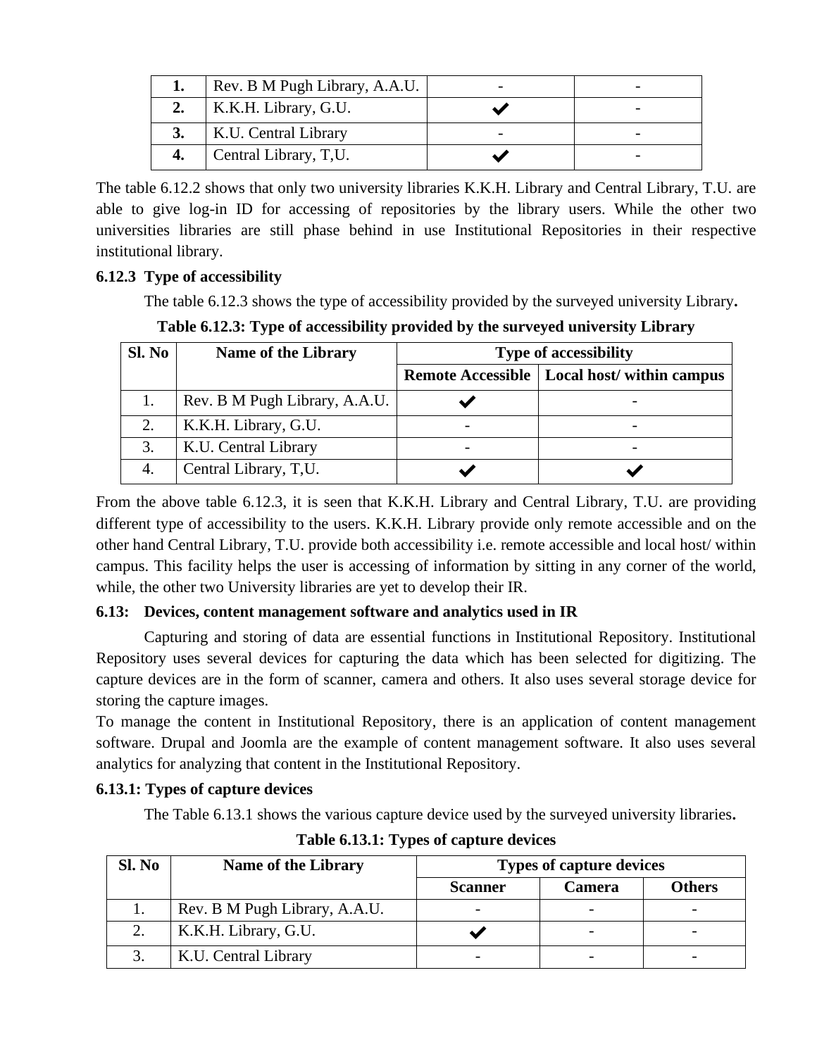| 1. | Rev. B M Pugh Library, A.A.U. | - | - |
|---|---|---|---|
| 2. | K.K.H. Library, G.U. | ✔ | - |
| 3. | K.U. Central Library | - | - |
| 4. | Central Library, T,U. | ✔ | - |

The table 6.12.2 shows that only two university libraries K.K.H. Library and Central Library, T.U. are able to give log-in ID for accessing of repositories by the library users. While the other two universities libraries are still phase behind in use Institutional Repositories in their respective institutional library.

### 6.12.3 Type of accessibility

The table 6.12.3 shows the type of accessibility provided by the surveyed university Library.

**Table 6.12.3: Type of accessibility provided by the surveyed university Library**

| Sl. No | Name of the Library | Type of accessibility | |
|---|---|---|---|
| | | Remote Accessible | Local host/ within campus |
| 1. | Rev. B M Pugh Library, A.A.U. | ✔ | - |
| 2. | K.K.H. Library, G.U. | - | - |
| 3. | K.U. Central Library | - | - |
| 4. | Central Library, T,U. | ✔ | ✔ |

From the above table 6.12.3, it is seen that K.K.H. Library and Central Library, T.U. are providing different type of accessibility to the users. K.K.H. Library provide only remote accessible and on the other hand Central Library, T.U. provide both accessibility i.e. remote accessible and local host/ within campus. This facility helps the user is accessing of information by sitting in any corner of the world, while, the other two University libraries are yet to develop their IR.

### 6.13: Devices, content management software and analytics used in IR

Capturing and storing of data are essential functions in Institutional Repository. Institutional Repository uses several devices for capturing the data which has been selected for digitizing. The capture devices are in the form of scanner, camera and others. It also uses several storage device for storing the capture images.

To manage the content in Institutional Repository, there is an application of content management software. Drupal and Joomla are the example of content management software. It also uses several analytics for analyzing that content in the Institutional Repository.

### 6.13.1: Types of capture devices

The Table 6.13.1 shows the various capture device used by the surveyed university libraries.

**Table 6.13.1: Types of capture devices**

| Sl. No | Name of the Library | Types of capture devices | | |
|---|---|---|---|---|
| | | Scanner | Camera | Others |
| 1. | Rev. B M Pugh Library, A.A.U. | - | - | - |
| 2. | K.K.H. Library, G.U. | ✔ | - | - |
| 3. | K.U. Central Library | - | - | - |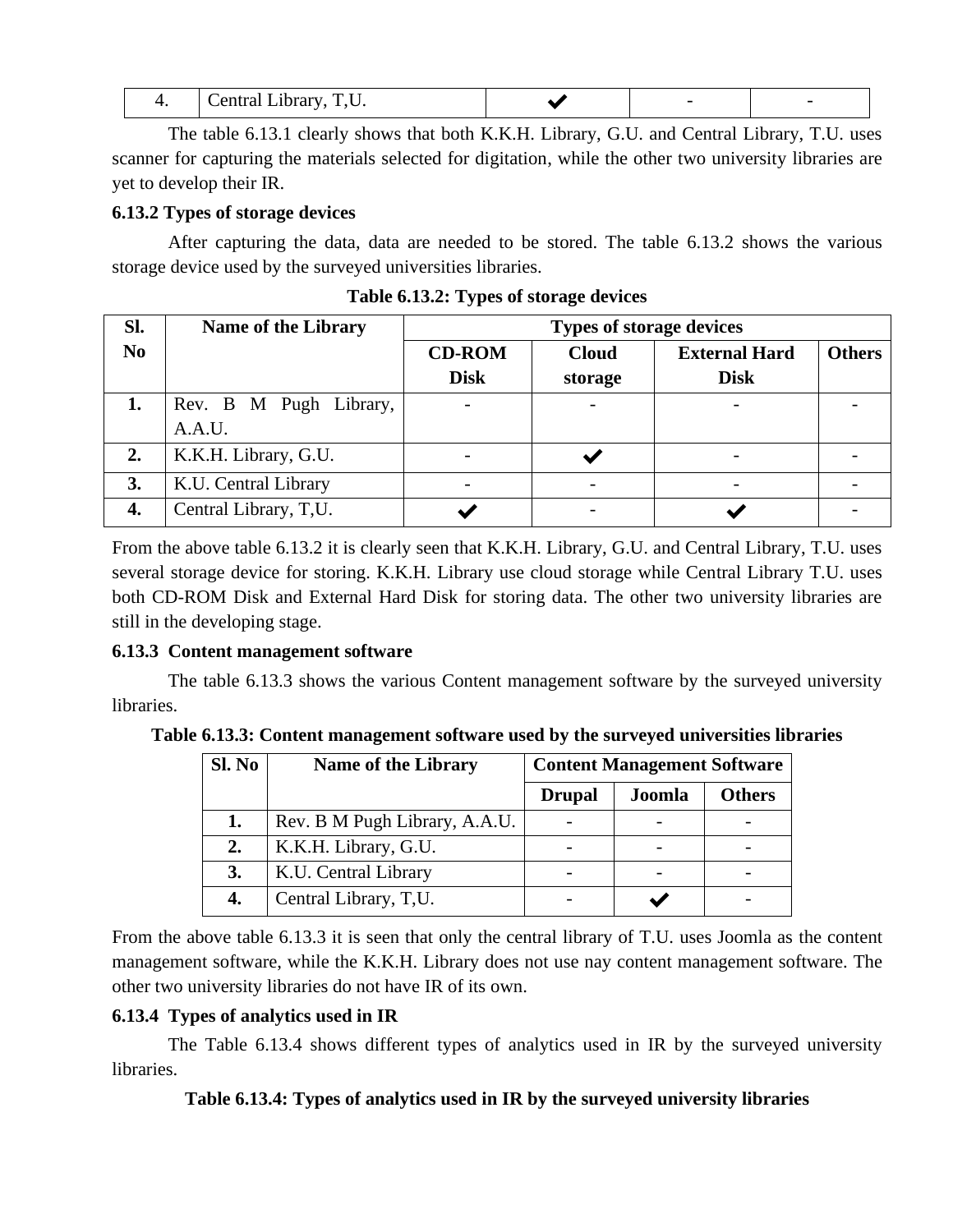| 4. | Central Library, T,U. | ✔ | - | - |
|---|---|---|---|---|

The table 6.13.1 clearly shows that both K.K.H. Library, G.U. and Central Library, T.U. uses scanner for capturing the materials selected for digitation, while the other two university libraries are yet to develop their IR.

**6.13.2 Types of storage devices**

After capturing the data, data are needed to be stored. The table 6.13.2 shows the various storage device used by the surveyed universities libraries.

**Table 6.13.2: Types of storage devices**

| Sl. No | Name of the Library | Types of storage devices | | | |
|---|---|---|---|---|---|
| | | CD-ROM Disk | Cloud storage | External Hard Disk | Others |
| **1.** | Rev. B M Pugh Library, A.A.U. | - | - | - | - |
| **2.** | K.K.H. Library, G.U. | - | ✔ | - | - |
| **3.** | K.U. Central Library | - | - | - | - |
| **4.** | Central Library, T,U. | ✔ | - | ✔ | - |

From the above table 6.13.2 it is clearly seen that K.K.H. Library, G.U. and Central Library, T.U. uses several storage device for storing. K.K.H. Library use cloud storage while Central Library T.U. uses both CD-ROM Disk and External Hard Disk for storing data. The other two university libraries are still in the developing stage.

**6.13.3 Content management software**

The table 6.13.3 shows the various Content management software by the surveyed university libraries.

**Table 6.13.3: Content management software used by the surveyed universities libraries**

| Sl. No | Name of the Library | Content Management Software | | |
|---|---|---|---|---|
| | | Drupal | Joomla | Others |
| **1.** | Rev. B M Pugh Library, A.A.U. | - | - | - |
| **2.** | K.K.H. Library, G.U. | - | - | - |
| **3.** | K.U. Central Library | - | - | - |
| **4.** | Central Library, T,U. | - | ✔ | - |

From the above table 6.13.3 it is seen that only the central library of T.U. uses Joomla as the content management software, while the K.K.H. Library does not use nay content management software. The other two university libraries do not have IR of its own.

**6.13.4 Types of analytics used in IR**

The Table 6.13.4 shows different types of analytics used in IR by the surveyed university libraries.

**Table 6.13.4: Types of analytics used in IR by the surveyed university libraries**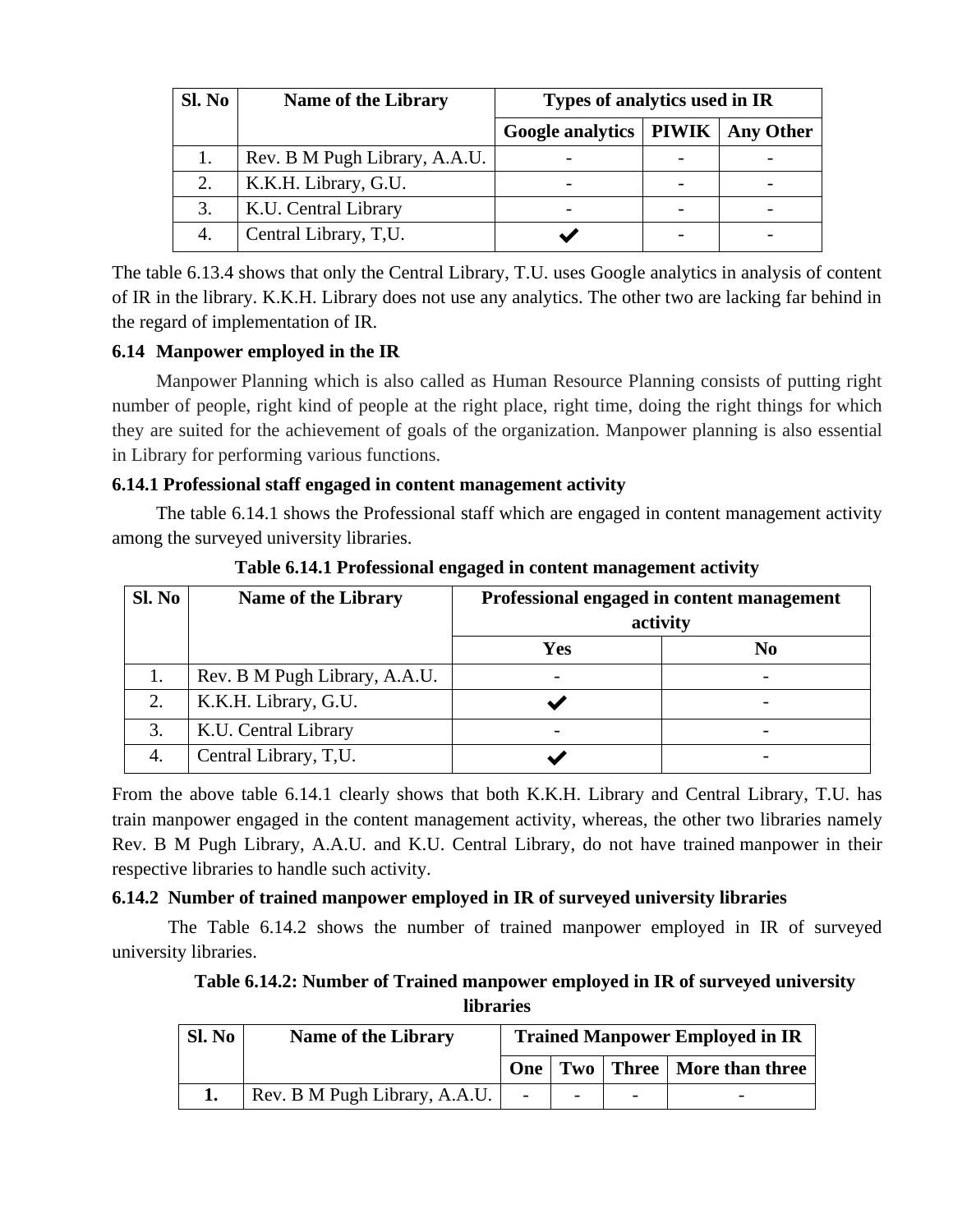| Sl. No | Name of the Library | Types of analytics used in IR | | |
|---|---|---|---|---|
| | | Google analytics | PIWIK | Any Other |
| 1. | Rev. B M Pugh Library, A.A.U. | - | - | - |
| 2. | K.K.H. Library, G.U. | - | - | - |
| 3. | K.U. Central Library | - | - | - |
| 4. | Central Library, T,U. | ✔ | - | - |

The table 6.13.4 shows that only the Central Library, T.U. uses Google analytics in analysis of content of IR in the library. K.K.H. Library does not use any analytics. The other two are lacking far behind in the regard of implementation of IR.

### 6.14 Manpower employed in the IR

Manpower Planning which is also called as Human Resource Planning consists of putting right number of people, right kind of people at the right place, right time, doing the right things for which they are suited for the achievement of goals of the organization. Manpower planning is also essential in Library for performing various functions.

#### 6.14.1 Professional staff engaged in content management activity

The table 6.14.1 shows the Professional staff which are engaged in content management activity among the surveyed university libraries.

**Table 6.14.1 Professional engaged in content management activity**

| Sl. No | Name of the Library | Professional engaged in content management activity | |
|---|---|---|---|
| | | Yes | No |
| 1. | Rev. B M Pugh Library, A.A.U. | - | - |
| 2. | K.K.H. Library, G.U. | ✔ | - |
| 3. | K.U. Central Library | - | - |
| 4. | Central Library, T,U. | ✔ | - |

From the above table 6.14.1 clearly shows that both K.K.H. Library and Central Library, T.U. has train manpower engaged in the content management activity, whereas, the other two libraries namely Rev. B M Pugh Library, A.A.U. and K.U. Central Library, do not have trained manpower in their respective libraries to handle such activity.

#### 6.14.2 Number of trained manpower employed in IR of surveyed university libraries

The Table 6.14.2 shows the number of trained manpower employed in IR of surveyed university libraries.

**Table 6.14.2: Number of Trained manpower employed in IR of surveyed university libraries**

| Sl. No | Name of the Library | Trained Manpower Employed in IR | | | |
|---|---|---|---|---|---|
| | | One | Two | Three | More than three |
| **1.** | Rev. B M Pugh Library, A.A.U. | - | - | - | - |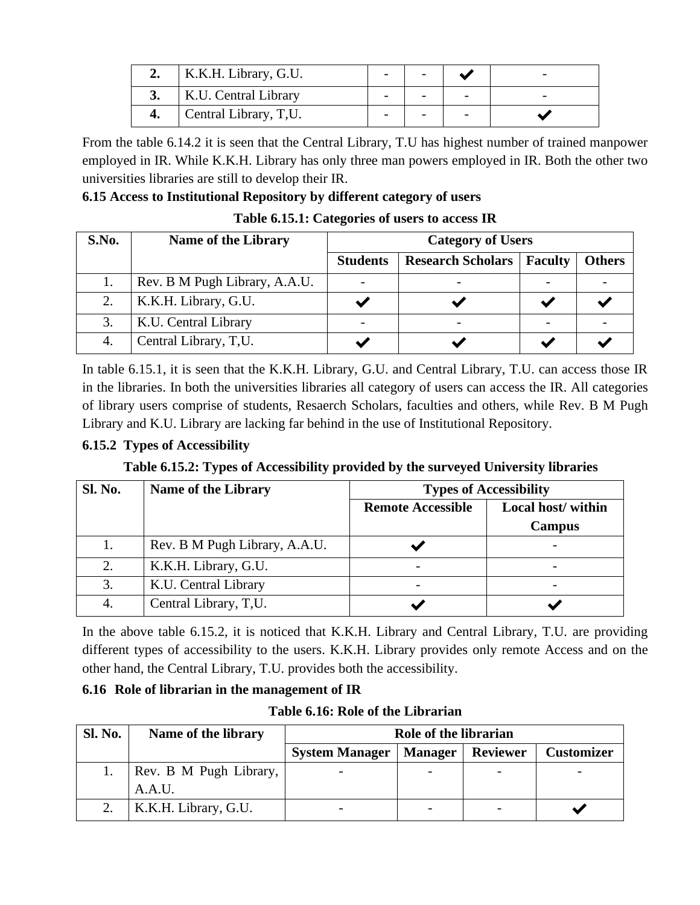| 2. | K.K.H. Library, G.U. | - | - | ✔ | - |
|---|---|---|---|---|---|
| 3. | K.U. Central Library | - | - | - | - |
| 4. | Central Library, T,U. | - | - | - | ✔ |

From the table 6.14.2 it is seen that the Central Library, T.U has highest number of trained manpower employed in IR. While K.K.H. Library has only three man powers employed in IR. Both the other two universities libraries are still to develop their IR.

**6.15 Access to Institutional Repository by different category of users**

**Table 6.15.1: Categories of users to access IR**

| S.No. | Name of the Library | Category of Users | | | |
|---|---|---|---|---|---|
| | | Students | Research Scholars | Faculty | Others |
| 1. | Rev. B M Pugh Library, A.A.U. | - | - | - | - |
| 2. | K.K.H. Library, G.U. | ✔ | ✔ | ✔ | ✔ |
| 3. | K.U. Central Library | - | - | - | - |
| 4. | Central Library, T,U. | ✔ | ✔ | ✔ | ✔ |

In table 6.15.1, it is seen that the K.K.H. Library, G.U. and Central Library, T.U. can access those IR in the libraries. In both the universities libraries all category of users can access the IR. All categories of library users comprise of students, Resaerch Scholars, faculties and others, while Rev. B M Pugh Library and K.U. Library are lacking far behind in the use of Institutional Repository.

**6.15.2 Types of Accessibility**

**Table 6.15.2: Types of Accessibility provided by the surveyed University libraries**

| Sl. No. | Name of the Library | Types of Accessibility | |
|---|---|---|---|
| | | Remote Accessible | Local host/ within Campus |
| 1. | Rev. B M Pugh Library, A.A.U. | ✔ | - |
| 2. | K.K.H. Library, G.U. | - | - |
| 3. | K.U. Central Library | - | - |
| 4. | Central Library, T,U. | ✔ | ✔ |

In the above table 6.15.2, it is noticed that K.K.H. Library and Central Library, T.U. are providing different types of accessibility to the users. K.K.H. Library provides only remote Access and on the other hand, the Central Library, T.U. provides both the accessibility.

**6.16 Role of librarian in the management of IR**

**Table 6.16: Role of the Librarian**

| Sl. No. | Name of the library | Role of the librarian | | | |
|---|---|---|---|---|---|
| | | System Manager | Manager | Reviewer | Customizer |
| 1. | Rev. B M Pugh Library, A.A.U. | - | - | - | - |
| 2. | K.K.H. Library, G.U. | - | - | - | ✔ |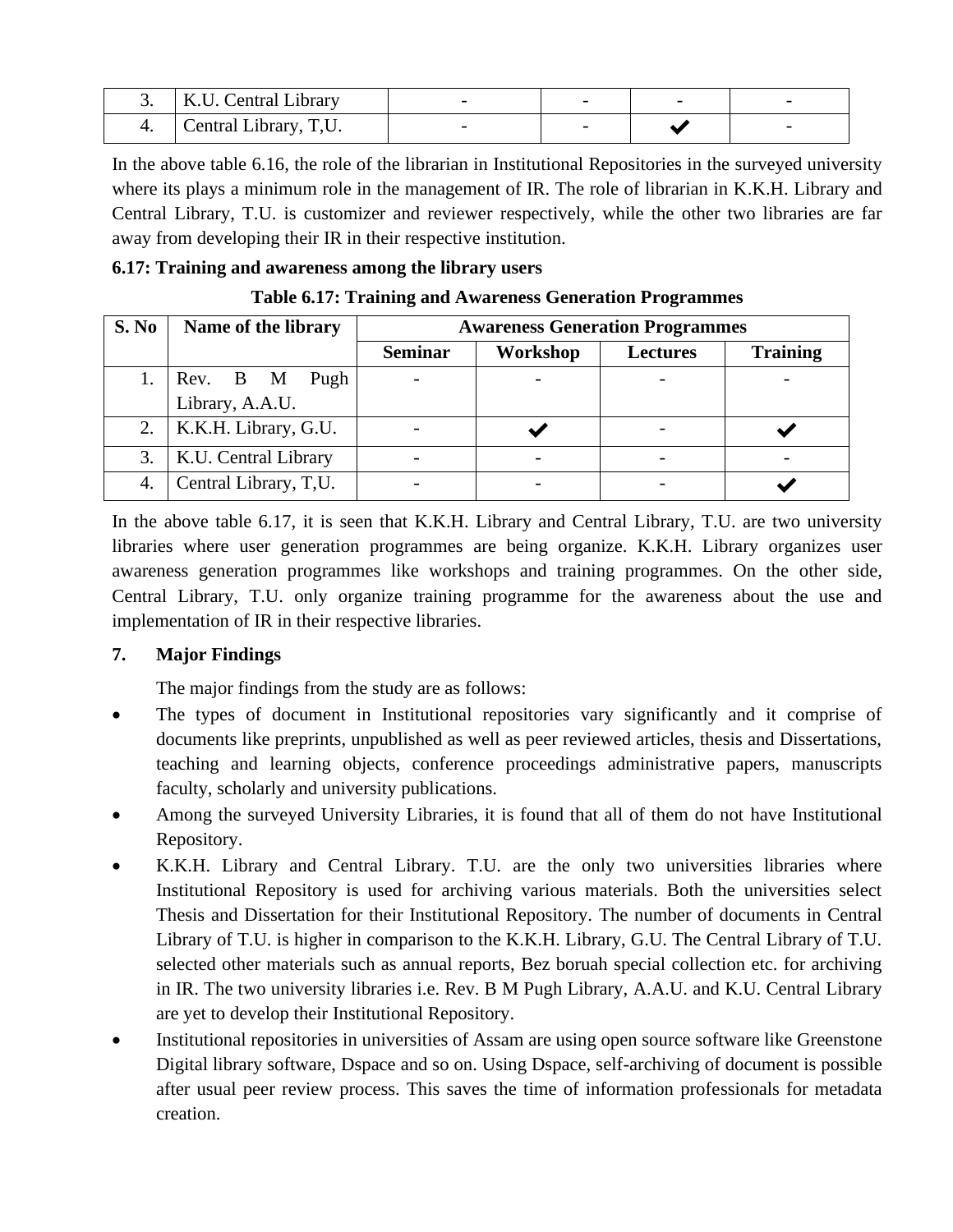| 3. | K.U. Central Library | - | - | - | - |
|---|---|---|---|---|---|
| 4. | Central Library, T,U. | - | - | ✔ | - |

In the above table 6.16, the role of the librarian in Institutional Repositories in the surveyed university where its plays a minimum role in the management of IR. The role of librarian in K.K.H. Library and Central Library, T.U. is customizer and reviewer respectively, while the other two libraries are far away from developing their IR in their respective institution.

**6.17: Training and awareness among the library users**

**Table 6.17: Training and Awareness Generation Programmes**

| S. No | Name of the library | Awareness Generation Programmes | | | |
|---|---|---|---|---|---|
| | | Seminar | Workshop | Lectures | Training |
| 1. | Rev. B M Pugh Library, A.A.U. | - | - | - | - |
| 2. | K.K.H. Library, G.U. | - | ✔ | - | ✔ |
| 3. | K.U. Central Library | - | - | - | - |
| 4. | Central Library, T,U. | - | - | - | ✔ |

In the above table 6.17, it is seen that K.K.H. Library and Central Library, T.U. are two university libraries where user generation programmes are being organize. K.K.H. Library organizes user awareness generation programmes like workshops and training programmes. On the other side, Central Library, T.U. only organize training programme for the awareness about the use and implementation of IR in their respective libraries.

## 7. Major Findings

The major findings from the study are as follows:

- The types of document in Institutional repositories vary significantly and it comprise of documents like preprints, unpublished as well as peer reviewed articles, thesis and Dissertations, teaching and learning objects, conference proceedings administrative papers, manuscripts faculty, scholarly and university publications.
- Among the surveyed University Libraries, it is found that all of them do not have Institutional Repository.
- K.K.H. Library and Central Library. T.U. are the only two universities libraries where Institutional Repository is used for archiving various materials. Both the universities select Thesis and Dissertation for their Institutional Repository. The number of documents in Central Library of T.U. is higher in comparison to the K.K.H. Library, G.U. The Central Library of T.U. selected other materials such as annual reports, Bez boruah special collection etc. for archiving in IR. The two university libraries i.e. Rev. B M Pugh Library, A.A.U. and K.U. Central Library are yet to develop their Institutional Repository.
- Institutional repositories in universities of Assam are using open source software like Greenstone Digital library software, Dspace and so on. Using Dspace, self-archiving of document is possible after usual peer review process. This saves the time of information professionals for metadata creation.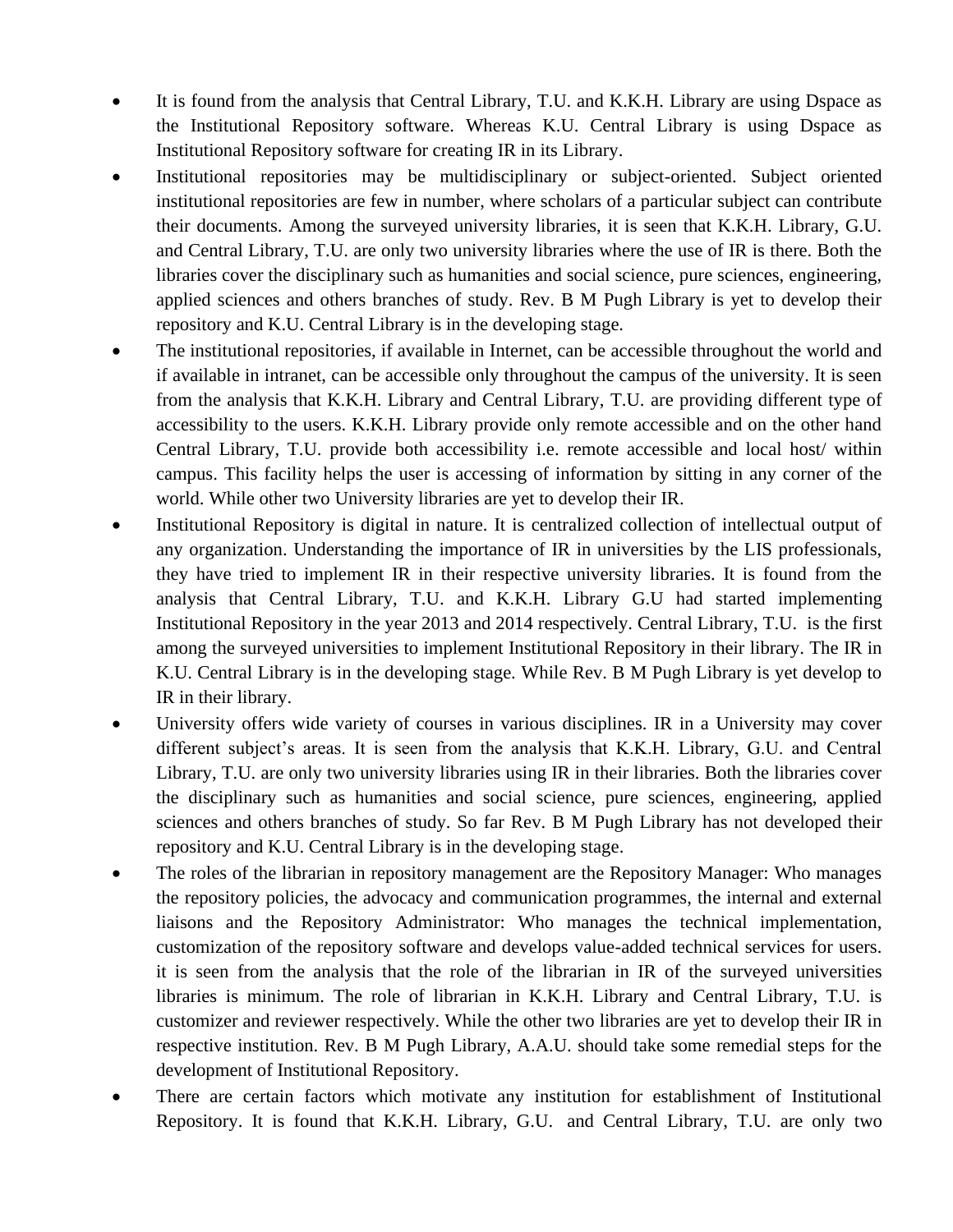- It is found from the analysis that Central Library, T.U. and K.K.H. Library are using Dspace as the Institutional Repository software. Whereas K.U. Central Library is using Dspace as Institutional Repository software for creating IR in its Library.
- Institutional repositories may be multidisciplinary or subject-oriented. Subject oriented institutional repositories are few in number, where scholars of a particular subject can contribute their documents. Among the surveyed university libraries, it is seen that K.K.H. Library, G.U. and Central Library, T.U. are only two university libraries where the use of IR is there. Both the libraries cover the disciplinary such as humanities and social science, pure sciences, engineering, applied sciences and others branches of study. Rev. B M Pugh Library is yet to develop their repository and K.U. Central Library is in the developing stage.
- The institutional repositories, if available in Internet, can be accessible throughout the world and if available in intranet, can be accessible only throughout the campus of the university. It is seen from the analysis that K.K.H. Library and Central Library, T.U. are providing different type of accessibility to the users. K.K.H. Library provide only remote accessible and on the other hand Central Library, T.U. provide both accessibility i.e. remote accessible and local host/ within campus. This facility helps the user is accessing of information by sitting in any corner of the world. While other two University libraries are yet to develop their IR.
- Institutional Repository is digital in nature. It is centralized collection of intellectual output of any organization. Understanding the importance of IR in universities by the LIS professionals, they have tried to implement IR in their respective university libraries. It is found from the analysis that Central Library, T.U. and K.K.H. Library G.U had started implementing Institutional Repository in the year 2013 and 2014 respectively. Central Library, T.U. is the first among the surveyed universities to implement Institutional Repository in their library. The IR in K.U. Central Library is in the developing stage. While Rev. B M Pugh Library is yet develop to IR in their library.
- University offers wide variety of courses in various disciplines. IR in a University may cover different subject's areas. It is seen from the analysis that K.K.H. Library, G.U. and Central Library, T.U. are only two university libraries using IR in their libraries. Both the libraries cover the disciplinary such as humanities and social science, pure sciences, engineering, applied sciences and others branches of study. So far Rev. B M Pugh Library has not developed their repository and K.U. Central Library is in the developing stage.
- The roles of the librarian in repository management are the Repository Manager: Who manages the repository policies, the advocacy and communication programmes, the internal and external liaisons and the Repository Administrator: Who manages the technical implementation, customization of the repository software and develops value-added technical services for users. it is seen from the analysis that the role of the librarian in IR of the surveyed universities libraries is minimum. The role of librarian in K.K.H. Library and Central Library, T.U. is customizer and reviewer respectively. While the other two libraries are yet to develop their IR in respective institution. Rev. B M Pugh Library, A.A.U. should take some remedial steps for the development of Institutional Repository.
- There are certain factors which motivate any institution for establishment of Institutional Repository. It is found that K.K.H. Library, G.U. and Central Library, T.U. are only two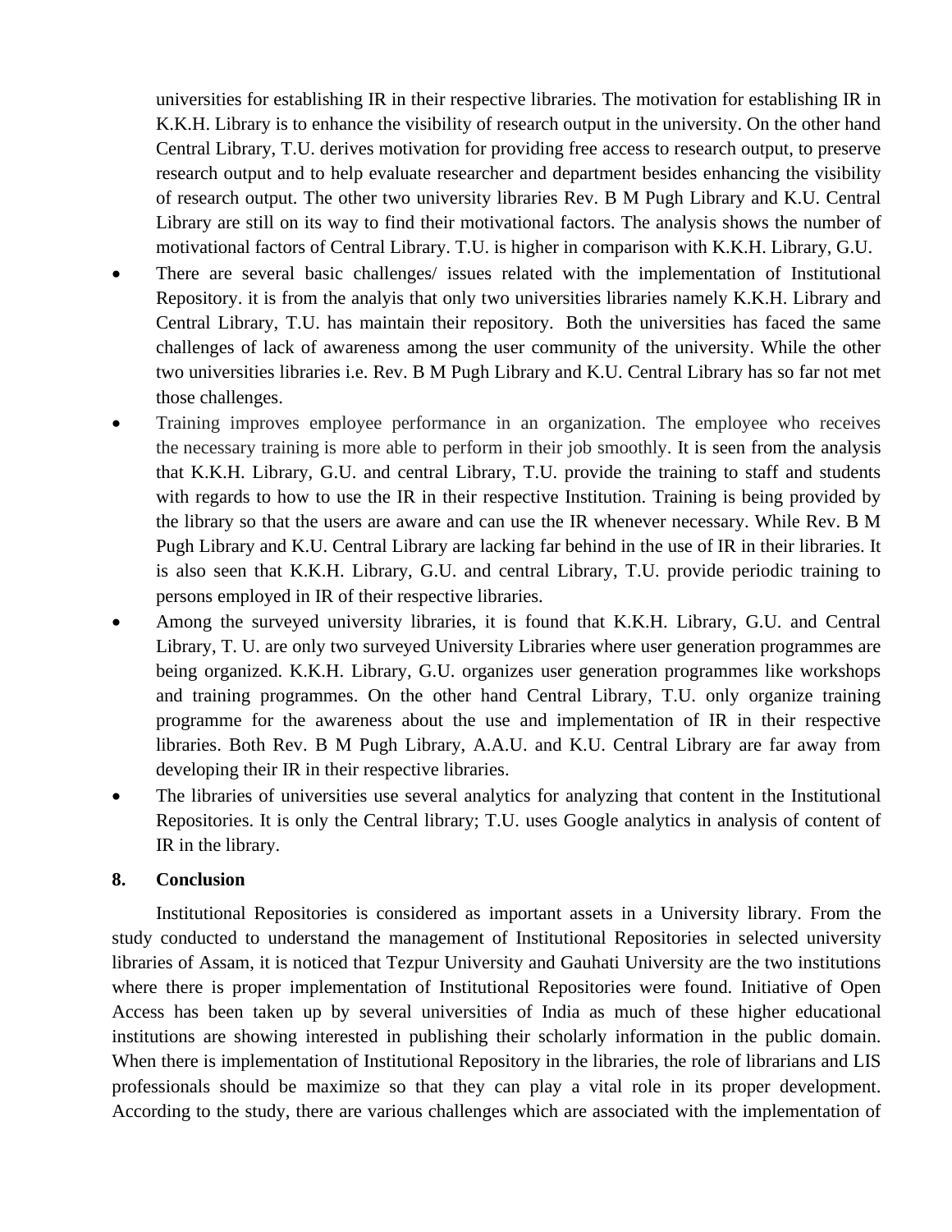universities for establishing IR in their respective libraries. The motivation for establishing IR in K.K.H. Library is to enhance the visibility of research output in the university. On the other hand Central Library, T.U. derives motivation for providing free access to research output, to preserve research output and to help evaluate researcher and department besides enhancing the visibility of research output. The other two university libraries Rev. B M Pugh Library and K.U. Central Library are still on its way to find their motivational factors. The analysis shows the number of motivational factors of Central Library. T.U. is higher in comparison with K.K.H. Library, G.U.

- There are several basic challenges/ issues related with the implementation of Institutional Repository. it is from the analyis that only two universities libraries namely K.K.H. Library and Central Library, T.U. has maintain their repository. Both the universities has faced the same challenges of lack of awareness among the user community of the university. While the other two universities libraries i.e. Rev. B M Pugh Library and K.U. Central Library has so far not met those challenges.
- Training improves employee performance in an organization. The employee who receives the necessary training is more able to perform in their job smoothly. It is seen from the analysis that K.K.H. Library, G.U. and central Library, T.U. provide the training to staff and students with regards to how to use the IR in their respective Institution. Training is being provided by the library so that the users are aware and can use the IR whenever necessary. While Rev. B M Pugh Library and K.U. Central Library are lacking far behind in the use of IR in their libraries. It is also seen that K.K.H. Library, G.U. and central Library, T.U. provide periodic training to persons employed in IR of their respective libraries.
- Among the surveyed university libraries, it is found that K.K.H. Library, G.U. and Central Library, T. U. are only two surveyed University Libraries where user generation programmes are being organized. K.K.H. Library, G.U. organizes user generation programmes like workshops and training programmes. On the other hand Central Library, T.U. only organize training programme for the awareness about the use and implementation of IR in their respective libraries. Both Rev. B M Pugh Library, A.A.U. and K.U. Central Library are far away from developing their IR in their respective libraries.
- The libraries of universities use several analytics for analyzing that content in the Institutional Repositories. It is only the Central library; T.U. uses Google analytics in analysis of content of IR in the library.

## 8. Conclusion

Institutional Repositories is considered as important assets in a University library. From the study conducted to understand the management of Institutional Repositories in selected university libraries of Assam, it is noticed that Tezpur University and Gauhati University are the two institutions where there is proper implementation of Institutional Repositories were found. Initiative of Open Access has been taken up by several universities of India as much of these higher educational institutions are showing interested in publishing their scholarly information in the public domain. When there is implementation of Institutional Repository in the libraries, the role of librarians and LIS professionals should be maximize so that they can play a vital role in its proper development. According to the study, there are various challenges which are associated with the implementation of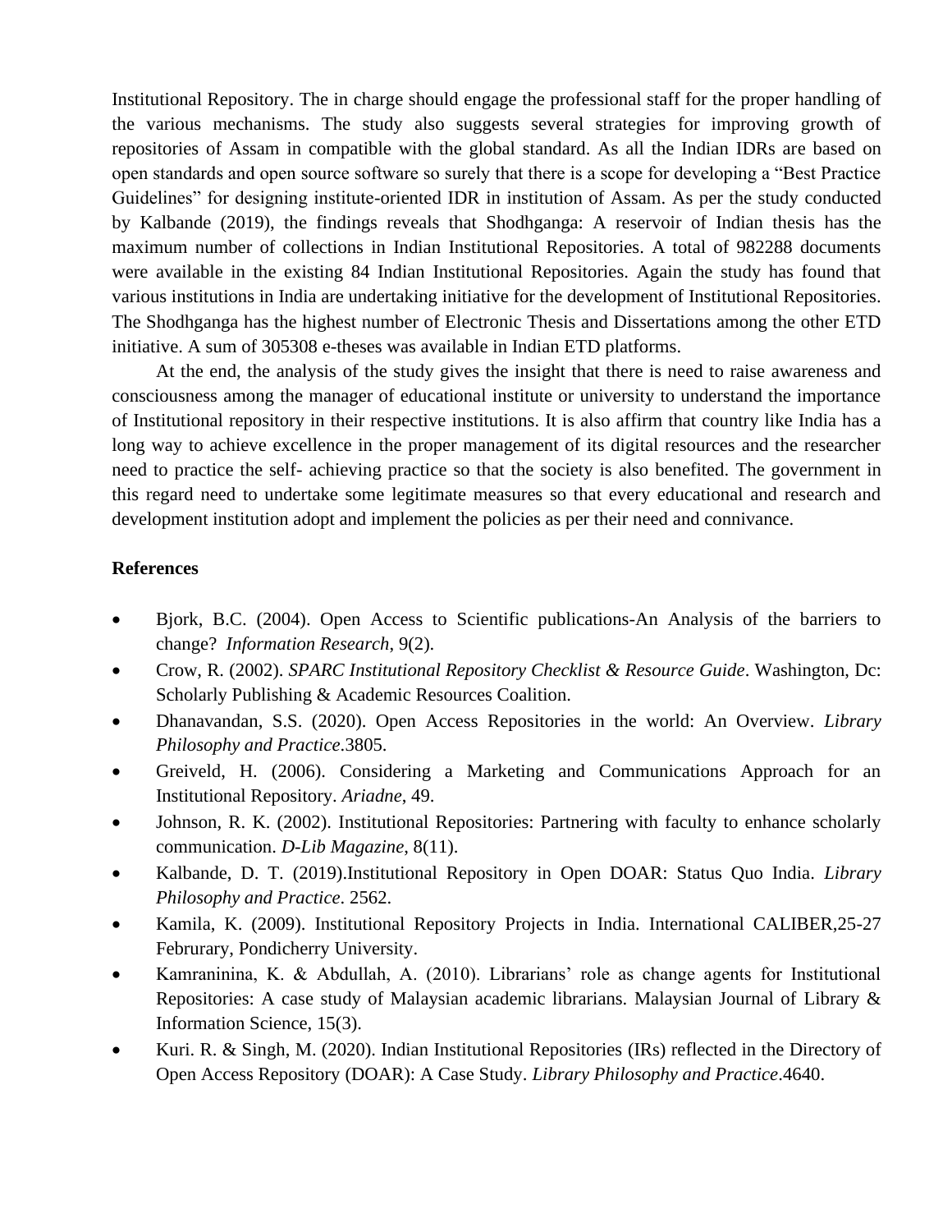Institutional Repository. The in charge should engage the professional staff for the proper handling of the various mechanisms. The study also suggests several strategies for improving growth of repositories of Assam in compatible with the global standard. As all the Indian IDRs are based on open standards and open source software so surely that there is a scope for developing a "Best Practice Guidelines" for designing institute-oriented IDR in institution of Assam. As per the study conducted by Kalbande (2019), the findings reveals that Shodhganga: A reservoir of Indian thesis has the maximum number of collections in Indian Institutional Repositories. A total of 982288 documents were available in the existing 84 Indian Institutional Repositories. Again the study has found that various institutions in India are undertaking initiative for the development of Institutional Repositories. The Shodhganga has the highest number of Electronic Thesis and Dissertations among the other ETD initiative. A sum of 305308 e-theses was available in Indian ETD platforms.

At the end, the analysis of the study gives the insight that there is need to raise awareness and consciousness among the manager of educational institute or university to understand the importance of Institutional repository in their respective institutions. It is also affirm that country like India has a long way to achieve excellence in the proper management of its digital resources and the researcher need to practice the self- achieving practice so that the society is also benefited. The government in this regard need to undertake some legitimate measures so that every educational and research and development institution adopt and implement the policies as per their need and connivance.

**References**

- Bjork, B.C. (2004). Open Access to Scientific publications-An Analysis of the barriers to change? *Information Research*, 9(2).
- Crow, R. (2002). *SPARC Institutional Repository Checklist & Resource Guide*. Washington, Dc: Scholarly Publishing & Academic Resources Coalition.
- Dhanavandan, S.S. (2020). Open Access Repositories in the world: An Overview. *Library Philosophy and Practice*.3805.
- Greiveld, H. (2006). Considering a Marketing and Communications Approach for an Institutional Repository. *Ariadne*, 49.
- Johnson, R. K. (2002). Institutional Repositories: Partnering with faculty to enhance scholarly communication. *D-Lib Magazine*, 8(11).
- Kalbande, D. T. (2019).Institutional Repository in Open DOAR: Status Quo India. *Library Philosophy and Practice*. 2562.
- Kamila, K. (2009). Institutional Repository Projects in India. International CALIBER,25-27 Februrary, Pondicherry University.
- Kamraninina, K. & Abdullah, A. (2010). Librarians' role as change agents for Institutional Repositories: A case study of Malaysian academic librarians. Malaysian Journal of Library & Information Science, 15(3).
- Kuri. R. & Singh, M. (2020). Indian Institutional Repositories (IRs) reflected in the Directory of Open Access Repository (DOAR): A Case Study. *Library Philosophy and Practice*.4640.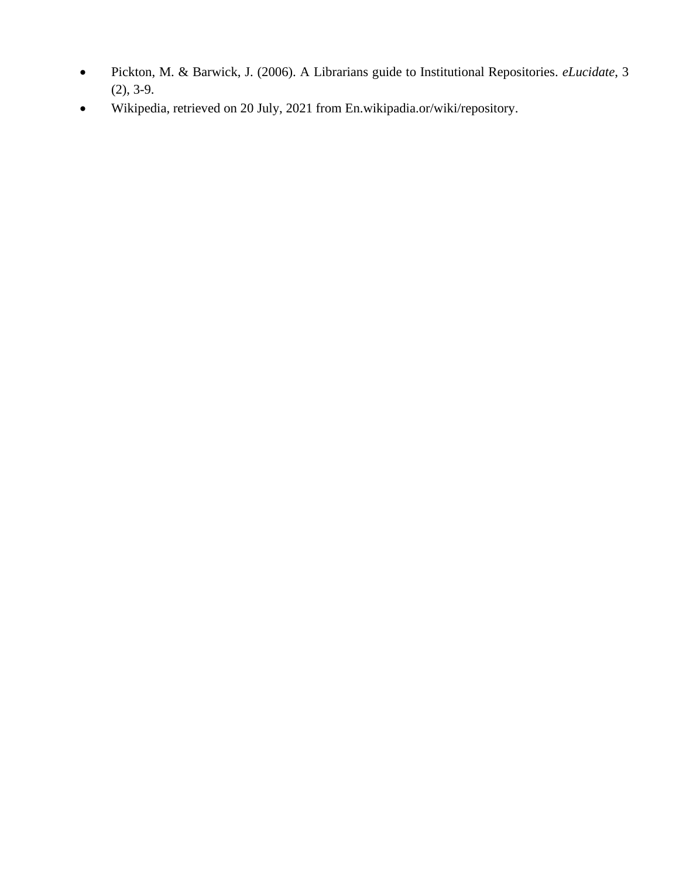- Pickton, M. & Barwick, J. (2006). A Librarians guide to Institutional Repositories. *eLucidate*, 3 (2), 3-9.
- Wikipedia, retrieved on 20 July, 2021 from En.wikipadia.or/wiki/repository.